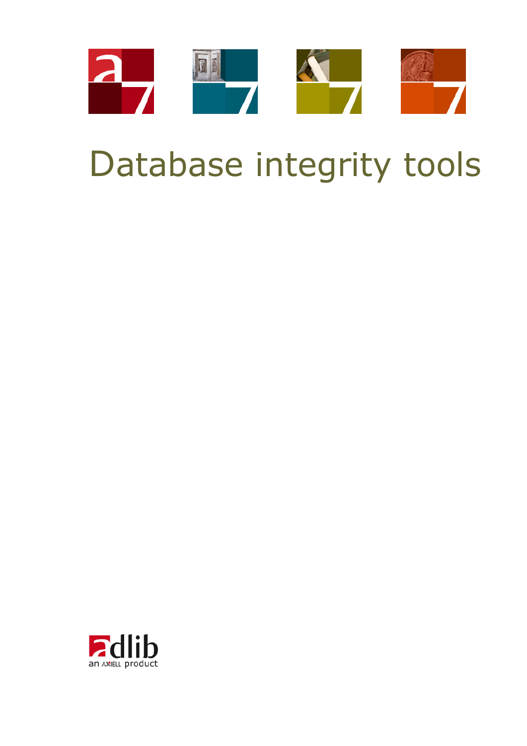# Database integrity tools

adlib
an AXIELL product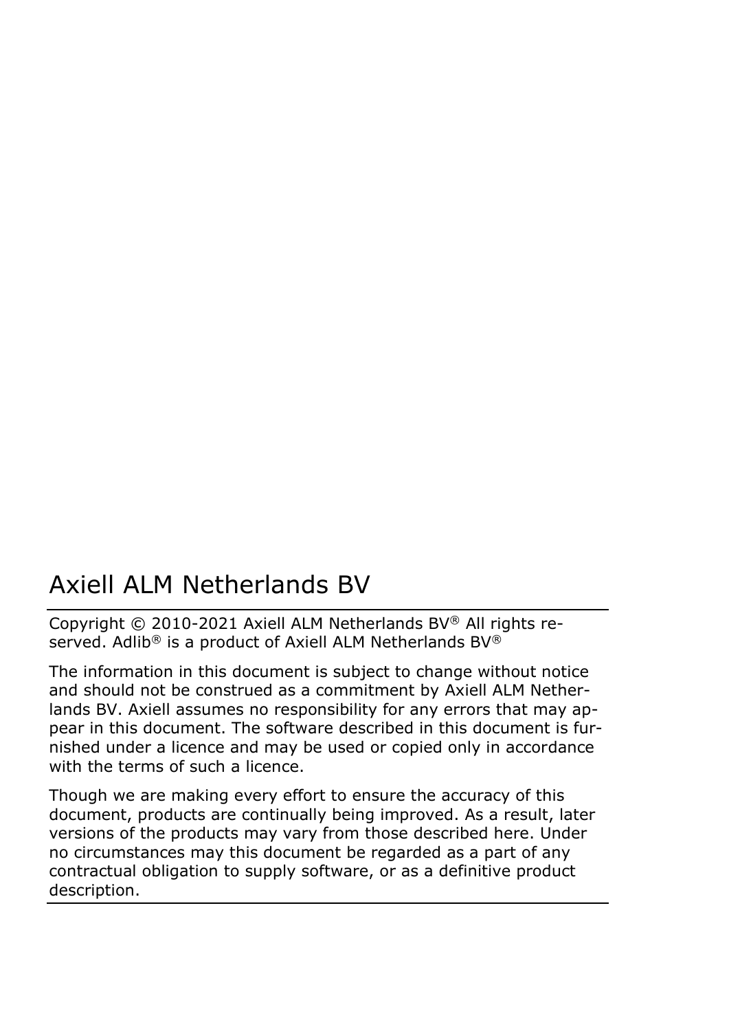# Axiell ALM Netherlands BV

Copyright © 2010-2021 Axiell ALM Netherlands BV® All rights reserved. Adlib® is a product of Axiell ALM Netherlands BV®

The information in this document is subject to change without notice and should not be construed as a commitment by Axiell ALM Netherlands BV. Axiell assumes no responsibility for any errors that may appear in this document. The software described in this document is furnished under a licence and may be used or copied only in accordance with the terms of such a licence.

Though we are making every effort to ensure the accuracy of this document, products are continually being improved. As a result, later versions of the products may vary from those described here. Under no circumstances may this document be regarded as a part of any contractual obligation to supply software, or as a definitive product description.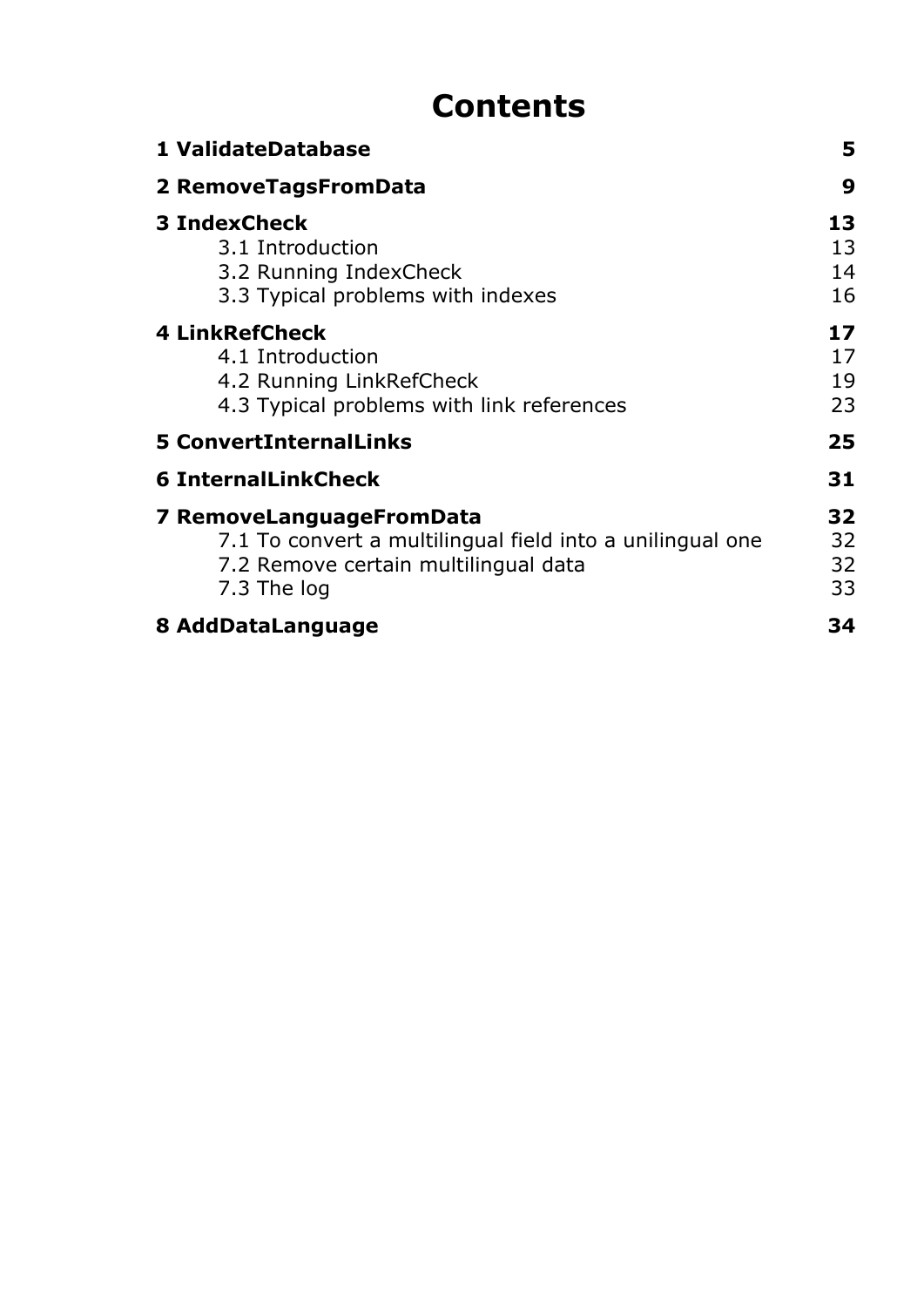# Contents

| | |
|---|---|
| **1 ValidateDatabase** | **5** |
| **2 RemoveTagsFromData** | **9** |
| **3 IndexCheck** | **13** |
| 3.1 Introduction | 13 |
| 3.2 Running IndexCheck | 14 |
| 3.3 Typical problems with indexes | 16 |
| **4 LinkRefCheck** | **17** |
| 4.1 Introduction | 17 |
| 4.2 Running LinkRefCheck | 19 |
| 4.3 Typical problems with link references | 23 |
| **5 ConvertInternalLinks** | **25** |
| **6 InternalLinkCheck** | **31** |
| **7 RemoveLanguageFromData** | **32** |
| 7.1 To convert a multilingual field into a unilingual one | 32 |
| 7.2 Remove certain multilingual data | 32 |
| 7.3 The log | 33 |
| **8 AddDataLanguage** | **34** |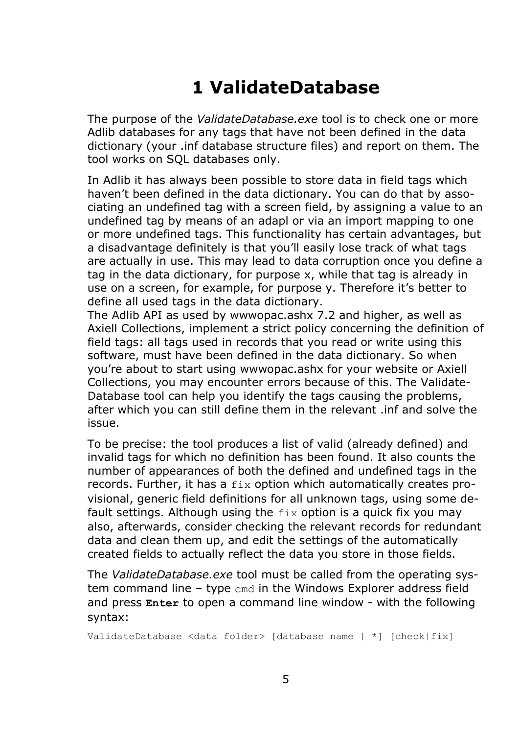# 1 ValidateDatabase

The purpose of the *ValidateDatabase.exe* tool is to check one or more Adlib databases for any tags that have not been defined in the data dictionary (your .inf database structure files) and report on them. The tool works on SQL databases only.

In Adlib it has always been possible to store data in field tags which haven't been defined in the data dictionary. You can do that by associating an undefined tag with a screen field, by assigning a value to an undefined tag by means of an adapl or via an import mapping to one or more undefined tags. This functionality has certain advantages, but a disadvantage definitely is that you'll easily lose track of what tags are actually in use. This may lead to data corruption once you define a tag in the data dictionary, for purpose x, while that tag is already in use on a screen, for example, for purpose y. Therefore it's better to define all used tags in the data dictionary.
The Adlib API as used by wwwopac.ashx 7.2 and higher, as well as Axiell Collections, implement a strict policy concerning the definition of field tags: all tags used in records that you read or write using this software, must have been defined in the data dictionary. So when you're about to start using wwwopac.ashx for your website or Axiell Collections, you may encounter errors because of this. The ValidateDatabase tool can help you identify the tags causing the problems, after which you can still define them in the relevant .inf and solve the issue.

To be precise: the tool produces a list of valid (already defined) and invalid tags for which no definition has been found. It also counts the number of appearances of both the defined and undefined tags in the records. Further, it has a `fix` option which automatically creates provisional, generic field definitions for all unknown tags, using some default settings. Although using the `fix` option is a quick fix you may also, afterwards, consider checking the relevant records for redundant data and clean them up, and edit the settings of the automatically created fields to actually reflect the data you store in those fields.

The *ValidateDatabase.exe* tool must be called from the operating system command line – type `cmd` in the Windows Explorer address field and press **`Enter`** to open a command line window - with the following syntax:

```
ValidateDatabase <data folder> [database name | *] [check|fix]
```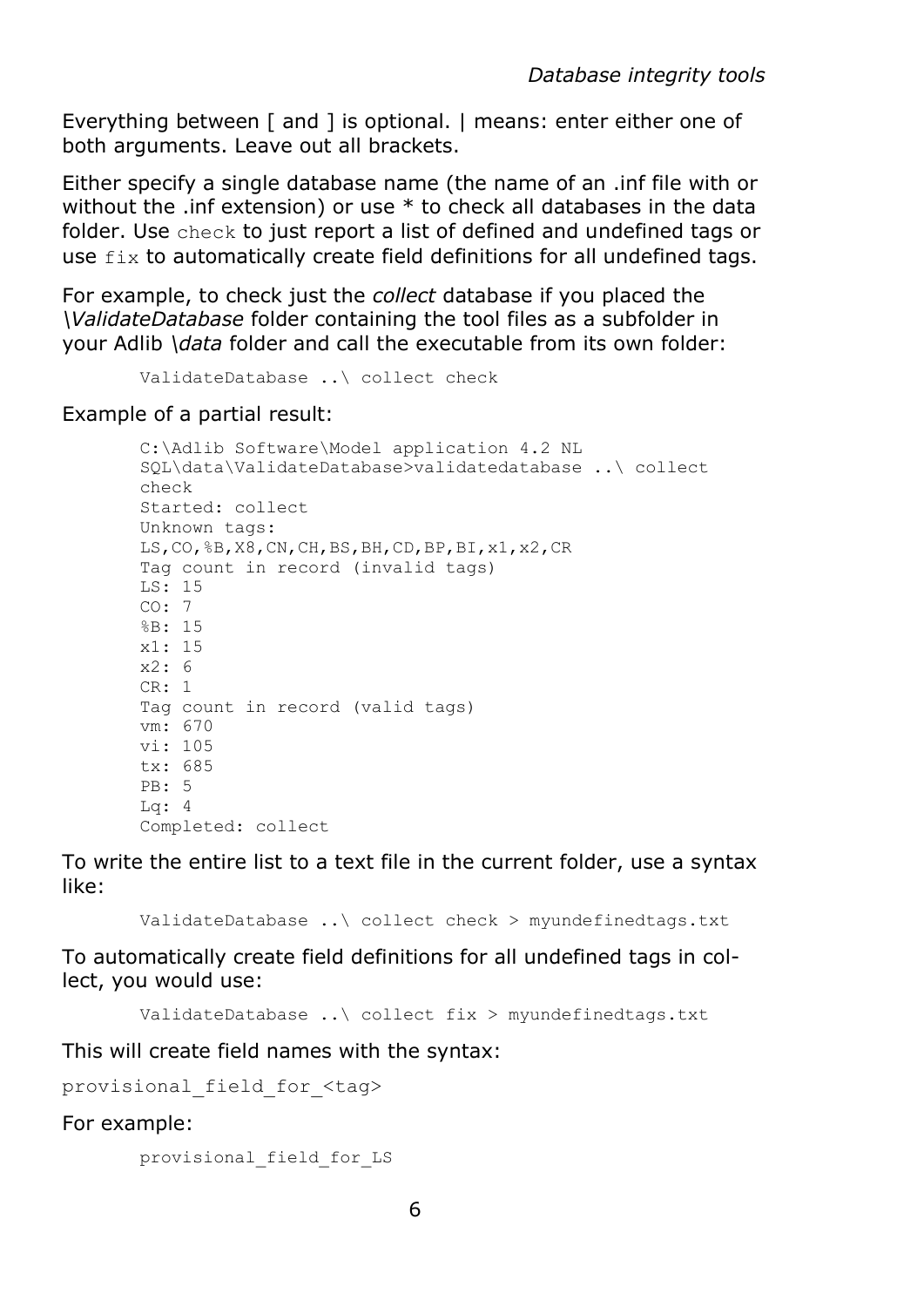Everything between [ and ] is optional. | means: enter either one of both arguments. Leave out all brackets.

Either specify a single database name (the name of an .inf file with or without the .inf extension) or use * to check all databases in the data folder. Use `check` to just report a list of defined and undefined tags or use `fix` to automatically create field definitions for all undefined tags.

For example, to check just the *collect* database if you placed the *\ValidateDatabase* folder containing the tool files as a subfolder in your Adlib *\data* folder and call the executable from its own folder:

```
ValidateDatabase ..\ collect check
```

Example of a partial result:

```
C:\Adlib Software\Model application 4.2 NL
SQL\data\ValidateDatabase>validatedatabase ..\ collect
check
Started: collect
Unknown tags:
LS,CO,%B,X8,CN,CH,BS,BH,CD,BP,BI,x1,x2,CR
Tag count in record (invalid tags)
LS: 15
CO: 7
%B: 15
x1: 15
x2: 6
CR: 1
Tag count in record (valid tags)
vm: 670
vi: 105
tx: 685
PB: 5
Lq: 4
Completed: collect
```

To write the entire list to a text file in the current folder, use a syntax like:

```
ValidateDatabase ..\ collect check > myundefinedtags.txt
```

To automatically create field definitions for all undefined tags in collect, you would use:

```
ValidateDatabase ..\ collect fix > myundefinedtags.txt
```

This will create field names with the syntax:

```
provisional_field_for_<tag>
```

For example:

```
provisional_field_for_LS
```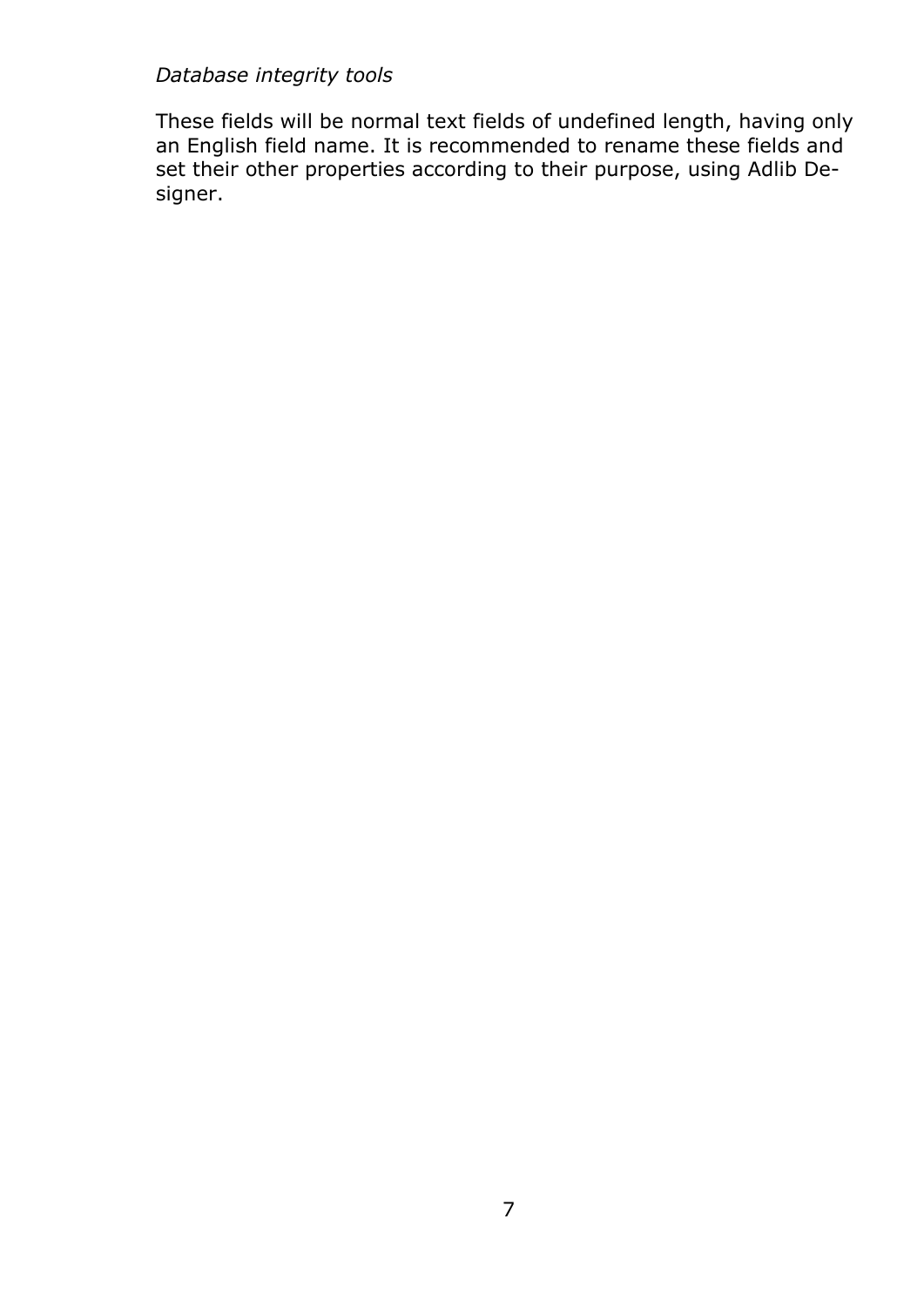*Database integrity tools*

These fields will be normal text fields of undefined length, having only an English field name. It is recommended to rename these fields and set their other properties according to their purpose, using Adlib Designer.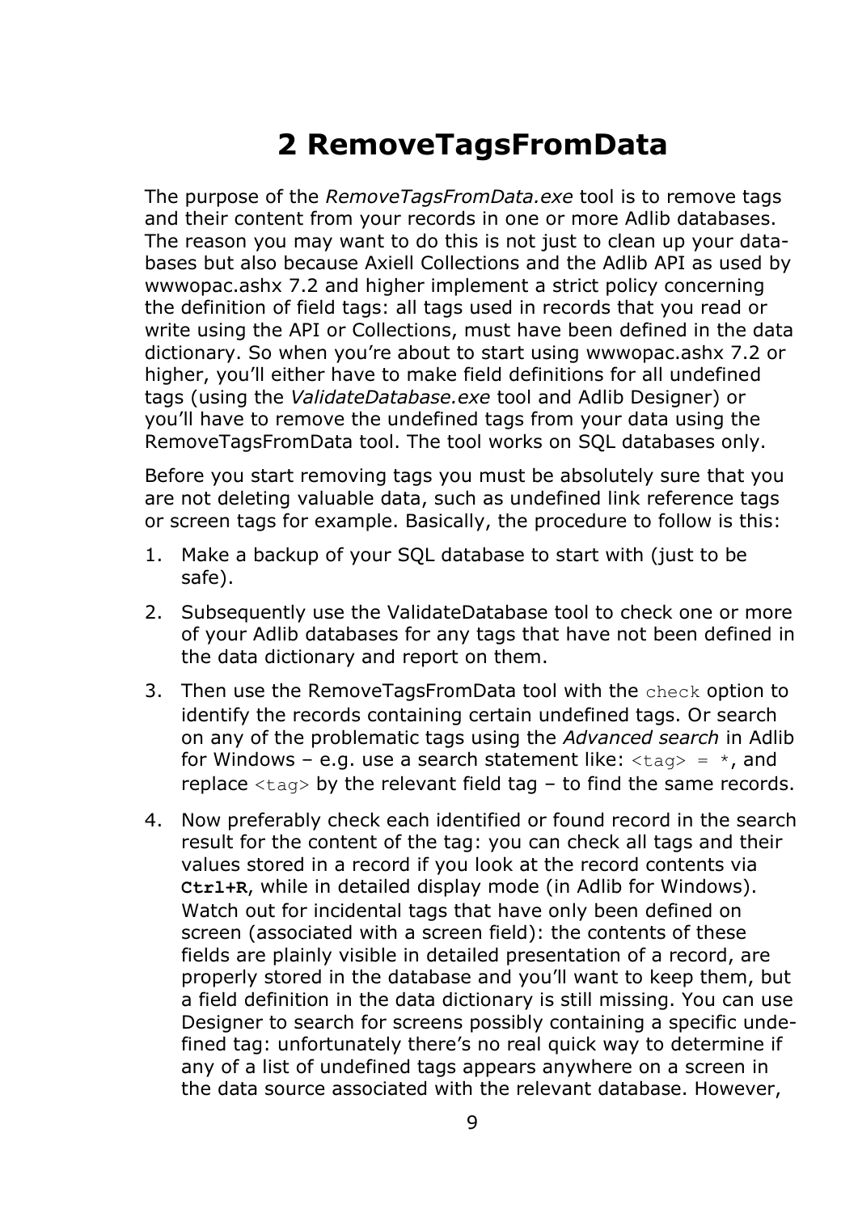# 2 RemoveTagsFromData

The purpose of the *RemoveTagsFromData.exe* tool is to remove tags and their content from your records in one or more Adlib databases. The reason you may want to do this is not just to clean up your databases but also because Axiell Collections and the Adlib API as used by wwwopac.ashx 7.2 and higher implement a strict policy concerning the definition of field tags: all tags used in records that you read or write using the API or Collections, must have been defined in the data dictionary. So when you're about to start using wwwopac.ashx 7.2 or higher, you'll either have to make field definitions for all undefined tags (using the *ValidateDatabase.exe* tool and Adlib Designer) or you'll have to remove the undefined tags from your data using the RemoveTagsFromData tool. The tool works on SQL databases only.

Before you start removing tags you must be absolutely sure that you are not deleting valuable data, such as undefined link reference tags or screen tags for example. Basically, the procedure to follow is this:

1. Make a backup of your SQL database to start with (just to be safe).
2. Subsequently use the ValidateDatabase tool to check one or more of your Adlib databases for any tags that have not been defined in the data dictionary and report on them.
3. Then use the RemoveTagsFromData tool with the `check` option to identify the records containing certain undefined tags. Or search on any of the problematic tags using the *Advanced search* in Adlib for Windows – e.g. use a search statement like: `<tag> = *`, and replace `<tag>` by the relevant field tag – to find the same records.
4. Now preferably check each identified or found record in the search result for the content of the tag: you can check all tags and their values stored in a record if you look at the record contents via **Ctrl+R**, while in detailed display mode (in Adlib for Windows). Watch out for incidental tags that have only been defined on screen (associated with a screen field): the contents of these fields are plainly visible in detailed presentation of a record, are properly stored in the database and you'll want to keep them, but a field definition in the data dictionary is still missing. You can use Designer to search for screens possibly containing a specific undefined tag: unfortunately there's no real quick way to determine if any of a list of undefined tags appears anywhere on a screen in the data source associated with the relevant database. However,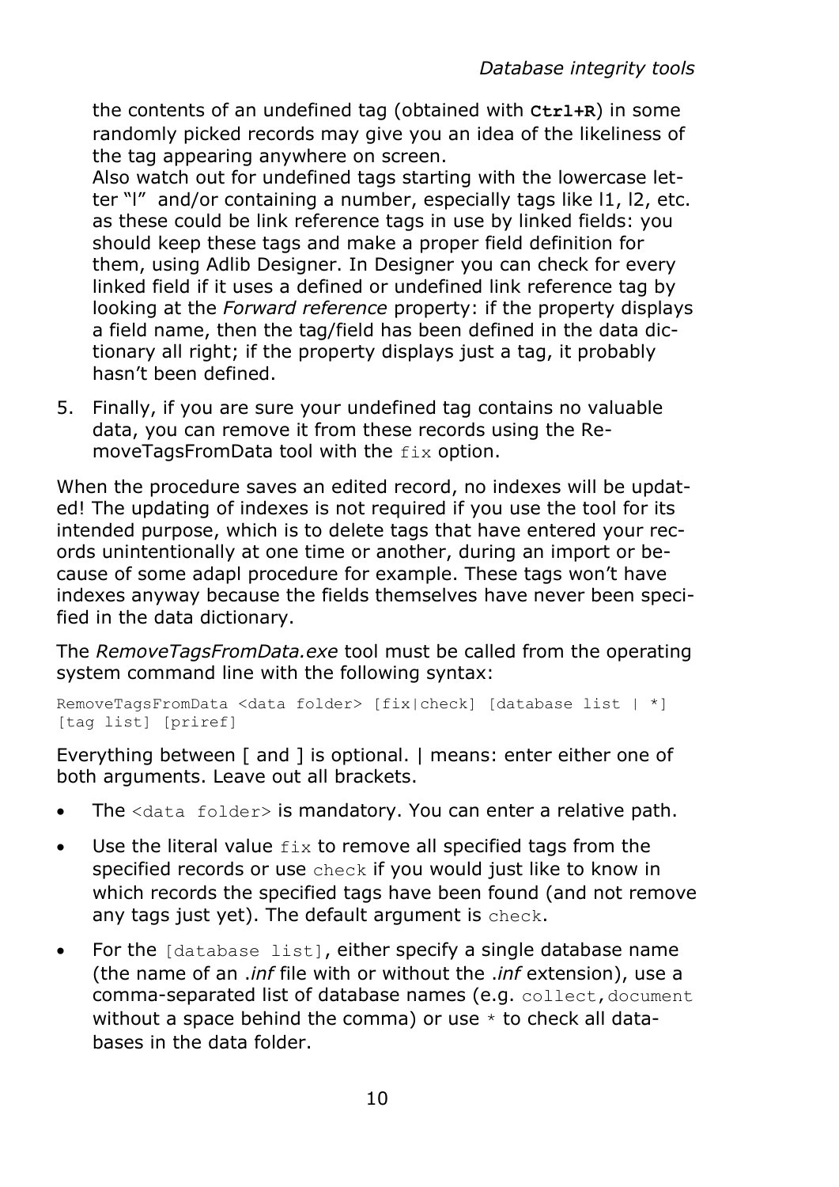the contents of an undefined tag (obtained with **Ctrl+R**) in some randomly picked records may give you an idea of the likeliness of the tag appearing anywhere on screen.
Also watch out for undefined tags starting with the lowercase letter "l" and/or containing a number, especially tags like l1, l2, etc. as these could be link reference tags in use by linked fields: you should keep these tags and make a proper field definition for them, using Adlib Designer. In Designer you can check for every linked field if it uses a defined or undefined link reference tag by looking at the *Forward reference* property: if the property displays a field name, then the tag/field has been defined in the data dictionary all right; if the property displays just a tag, it probably hasn't been defined.

5. Finally, if you are sure your undefined tag contains no valuable data, you can remove it from these records using the RemoveTagsFromData tool with the `fix` option.

When the procedure saves an edited record, no indexes will be updated! The updating of indexes is not required if you use the tool for its intended purpose, which is to delete tags that have entered your records unintentionally at one time or another, during an import or because of some adapl procedure for example. These tags won't have indexes anyway because the fields themselves have never been specified in the data dictionary.

The *RemoveTagsFromData.exe* tool must be called from the operating system command line with the following syntax:

```
RemoveTagsFromData <data folder> [fix|check] [database list | *]
[tag list] [priref]
```

Everything between [ and ] is optional. | means: enter either one of both arguments. Leave out all brackets.

- The `<data folder>` is mandatory. You can enter a relative path.
- Use the literal value `fix` to remove all specified tags from the specified records or use `check` if you would just like to know in which records the specified tags have been found (and not remove any tags just yet). The default argument is `check`.
- For the `[database list]`, either specify a single database name (the name of an *.inf* file with or without the *.inf* extension), use a comma-separated list of database names (e.g. `collect,document` without a space behind the comma) or use `*` to check all databases in the data folder.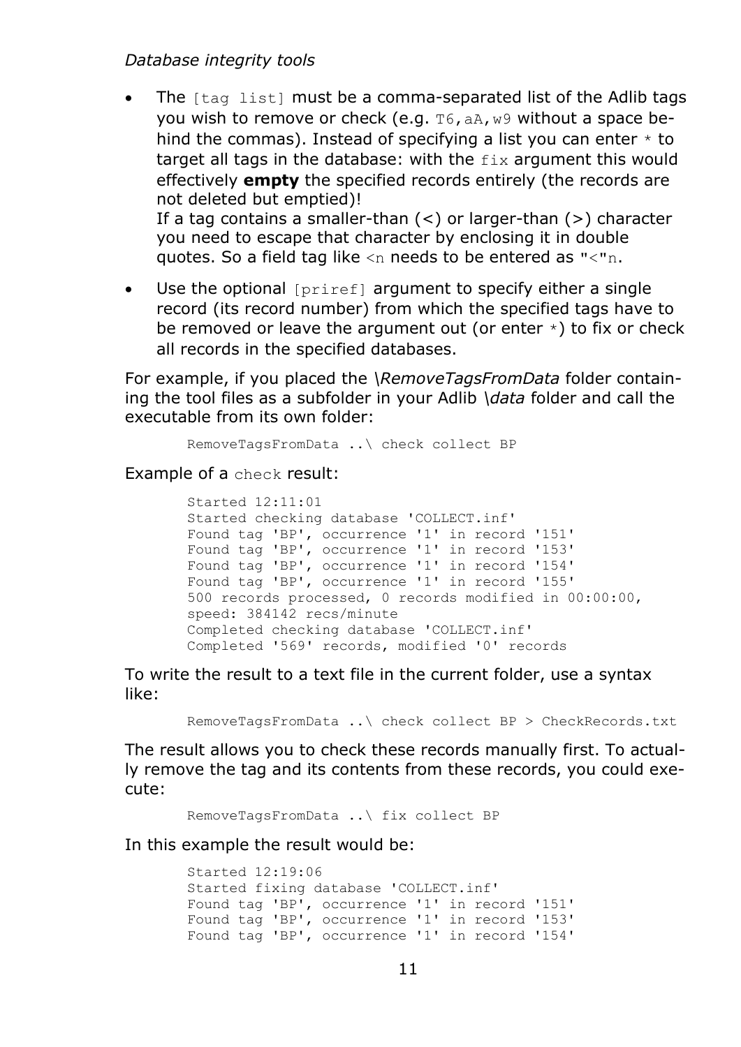*Database integrity tools*

- The `[tag list]` must be a comma-separated list of the Adlib tags you wish to remove or check (e.g. `T6,aA,w9` without a space behind the commas). Instead of specifying a list you can enter `*` to target all tags in the database: with the `fix` argument this would effectively **empty** the specified records entirely (the records are not deleted but emptied)!
  If a tag contains a smaller-than (<) or larger-than (>) character you need to escape that character by enclosing it in double quotes. So a field tag like `<n` needs to be entered as `"<"n`.
- Use the optional `[priref]` argument to specify either a single record (its record number) from which the specified tags have to be removed or leave the argument out (or enter `*`) to fix or check all records in the specified databases.

For example, if you placed the *\RemoveTagsFromData* folder containing the tool files as a subfolder in your Adlib *\data* folder and call the executable from its own folder:

```
RemoveTagsFromData ..\ check collect BP
```

Example of a `check` result:

```
Started 12:11:01
Started checking database 'COLLECT.inf'
Found tag 'BP', occurrence '1' in record '151'
Found tag 'BP', occurrence '1' in record '153'
Found tag 'BP', occurrence '1' in record '154'
Found tag 'BP', occurrence '1' in record '155'
500 records processed, 0 records modified in 00:00:00,
speed: 384142 recs/minute
Completed checking database 'COLLECT.inf'
Completed '569' records, modified '0' records
```

To write the result to a text file in the current folder, use a syntax like:

```
RemoveTagsFromData ..\ check collect BP > CheckRecords.txt
```

The result allows you to check these records manually first. To actually remove the tag and its contents from these records, you could execute:

```
RemoveTagsFromData ..\ fix collect BP
```

In this example the result would be:

```
Started 12:19:06
Started fixing database 'COLLECT.inf'
Found tag 'BP', occurrence '1' in record '151'
Found tag 'BP', occurrence '1' in record '153'
Found tag 'BP', occurrence '1' in record '154'
```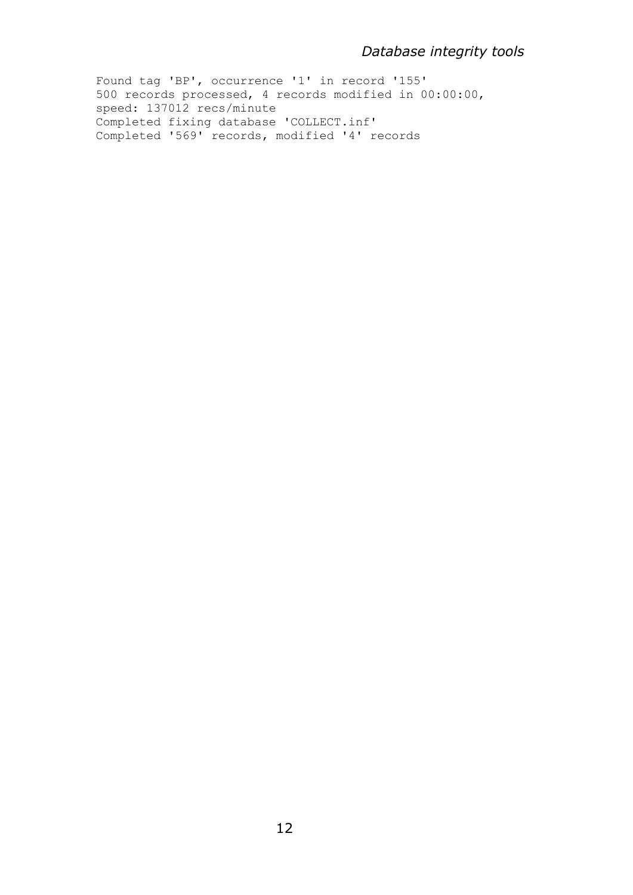```
Found tag 'BP', occurrence '1' in record '155'
500 records processed, 4 records modified in 00:00:00,
speed: 137012 recs/minute
Completed fixing database 'COLLECT.inf'
Completed '569' records, modified '4' records
```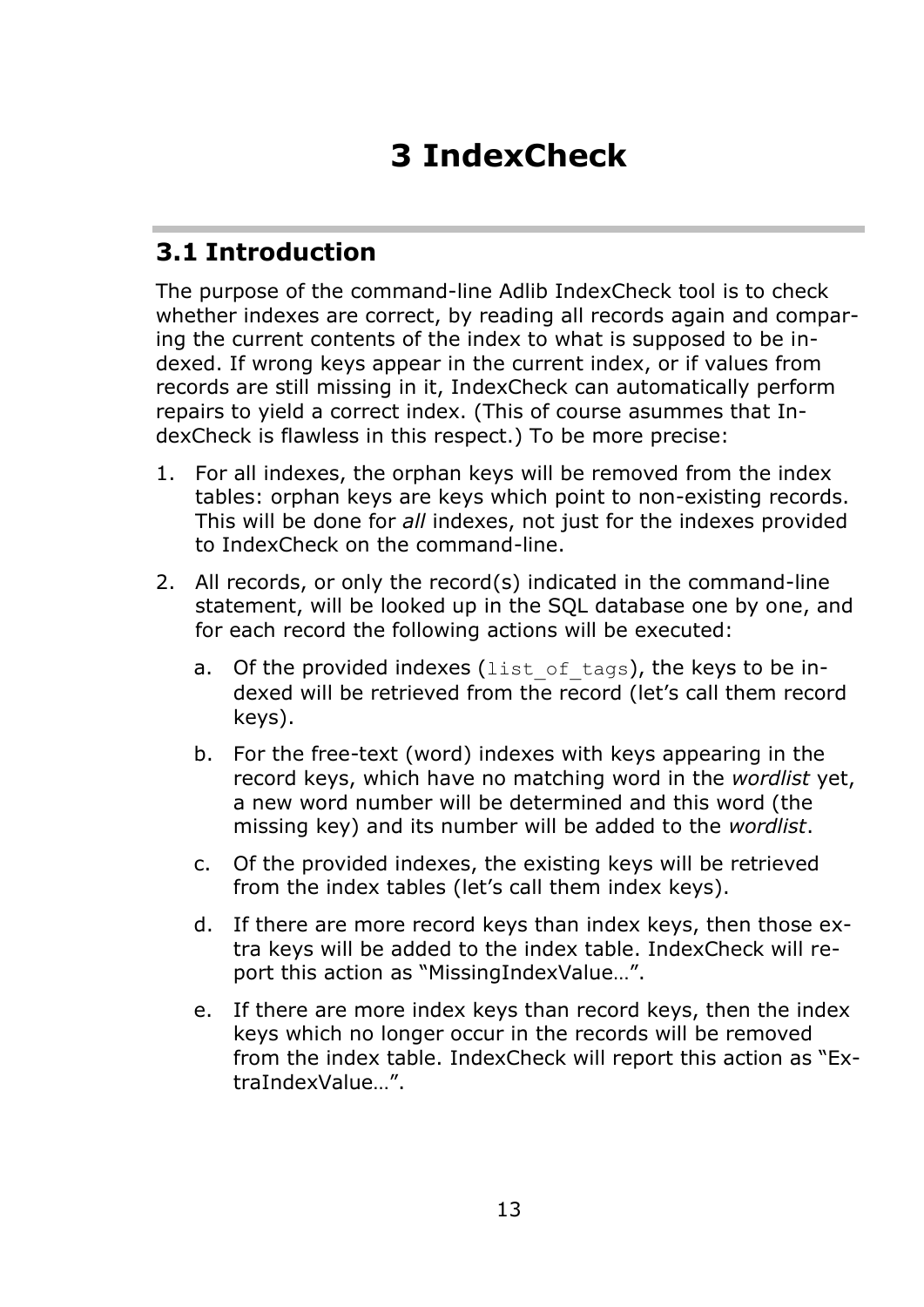# 3 IndexCheck

## 3.1 Introduction

The purpose of the command-line Adlib IndexCheck tool is to check whether indexes are correct, by reading all records again and comparing the current contents of the index to what is supposed to be indexed. If wrong keys appear in the current index, or if values from records are still missing in it, IndexCheck can automatically perform repairs to yield a correct index. (This of course asummes that IndexCheck is flawless in this respect.) To be more precise:

1. For all indexes, the orphan keys will be removed from the index tables: orphan keys are keys which point to non-existing records. This will be done for *all* indexes, not just for the indexes provided to IndexCheck on the command-line.
2. All records, or only the record(s) indicated in the command-line statement, will be looked up in the SQL database one by one, and for each record the following actions will be executed:
   a. Of the provided indexes (`list_of_tags`), the keys to be indexed will be retrieved from the record (let's call them record keys).
   b. For the free-text (word) indexes with keys appearing in the record keys, which have no matching word in the *wordlist* yet, a new word number will be determined and this word (the missing key) and its number will be added to the *wordlist*.
   c. Of the provided indexes, the existing keys will be retrieved from the index tables (let's call them index keys).
   d. If there are more record keys than index keys, then those extra keys will be added to the index table. IndexCheck will report this action as "MissingIndexValue…".
   e. If there are more index keys than record keys, then the index keys which no longer occur in the records will be removed from the index table. IndexCheck will report this action as "ExtraIndexValue…".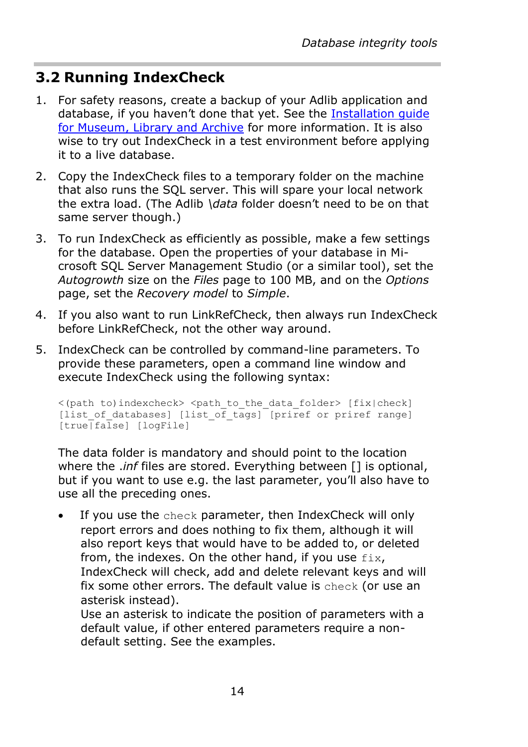## 3.2 Running IndexCheck

1. For safety reasons, create a backup of your Adlib application and database, if you haven't done that yet. See the [Installation guide for Museum, Library and Archive]() for more information. It is also wise to try out IndexCheck in a test environment before applying it to a live database.

2. Copy the IndexCheck files to a temporary folder on the machine that also runs the SQL server. This will spare your local network the extra load. (The Adlib *\data* folder doesn't need to be on that same server though.)

3. To run IndexCheck as efficiently as possible, make a few settings for the database. Open the properties of your database in Microsoft SQL Server Management Studio (or a similar tool), set the *Autogrowth* size on the *Files* page to 100 MB, and on the *Options* page, set the *Recovery model* to *Simple*.

4. If you also want to run LinkRefCheck, then always run IndexCheck before LinkRefCheck, not the other way around.

5. IndexCheck can be controlled by command-line parameters. To provide these parameters, open a command line window and execute IndexCheck using the following syntax:

   ```
   <(path to)indexcheck> <path_to_the_data_folder> [fix|check]
   [list_of_databases] [list_of_tags] [priref or priref range]
   [true|false] [logFile]
   ```

   The data folder is mandatory and should point to the location where the *.inf* files are stored. Everything between [] is optional, but if you want to use e.g. the last parameter, you'll also have to use all the preceding ones.

   - If you use the `check` parameter, then IndexCheck will only report errors and does nothing to fix them, although it will also report keys that would have to be added to, or deleted from, the indexes. On the other hand, if you use `fix`, IndexCheck will check, add and delete relevant keys and will fix some other errors. The default value is `check` (or use an asterisk instead).
     Use an asterisk to indicate the position of parameters with a default value, if other entered parameters require a non-default setting. See the examples.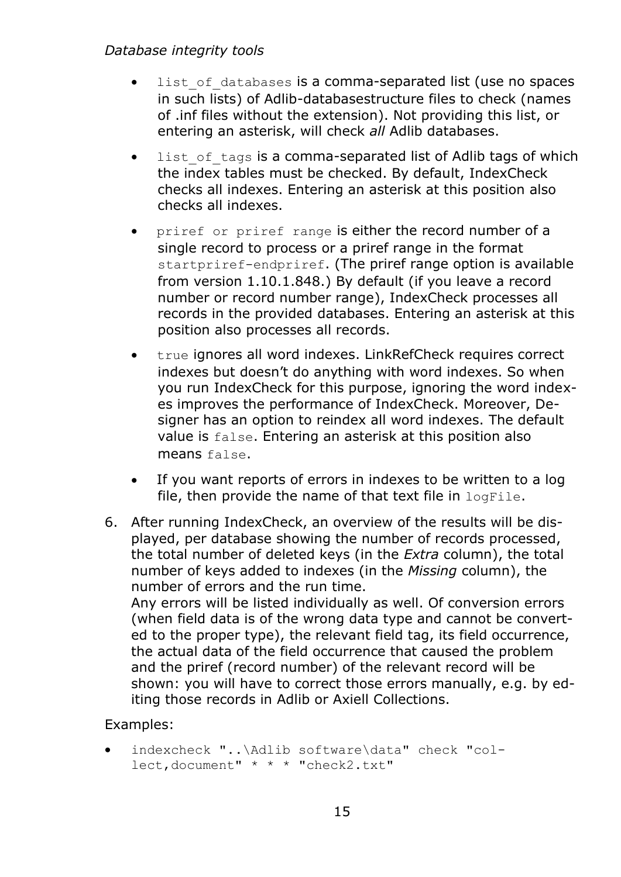- `list_of_databases` is a comma-separated list (use no spaces in such lists) of Adlib-databasestructure files to check (names of .inf files without the extension). Not providing this list, or entering an asterisk, will check *all* Adlib databases.
- `list_of_tags` is a comma-separated list of Adlib tags of which the index tables must be checked. By default, IndexCheck checks all indexes. Entering an asterisk at this position also checks all indexes.
- `priref or priref range` is either the record number of a single record to process or a priref range in the format `startpriref-endpriref`. (The priref range option is available from version 1.10.1.848.) By default (if you leave a record number or record number range), IndexCheck processes all records in the provided databases. Entering an asterisk at this position also processes all records.
- `true` ignores all word indexes. LinkRefCheck requires correct indexes but doesn't do anything with word indexes. So when you run IndexCheck for this purpose, ignoring the word indexes improves the performance of IndexCheck. Moreover, Designer has an option to reindex all word indexes. The default value is `false`. Entering an asterisk at this position also means `false`.
- If you want reports of errors in indexes to be written to a log file, then provide the name of that text file in `logFile`.

6. After running IndexCheck, an overview of the results will be displayed, per database showing the number of records processed, the total number of deleted keys (in the *Extra* column), the total number of keys added to indexes (in the *Missing* column), the number of errors and the run time.
   Any errors will be listed individually as well. Of conversion errors (when field data is of the wrong data type and cannot be converted to the proper type), the relevant field tag, its field occurrence, the actual data of the field occurrence that caused the problem and the priref (record number) of the relevant record will be shown: you will have to correct those errors manually, e.g. by editing those records in Adlib or Axiell Collections.

Examples:

- `indexcheck "..\Adlib software\data" check "collect,document" * * * "check2.txt"`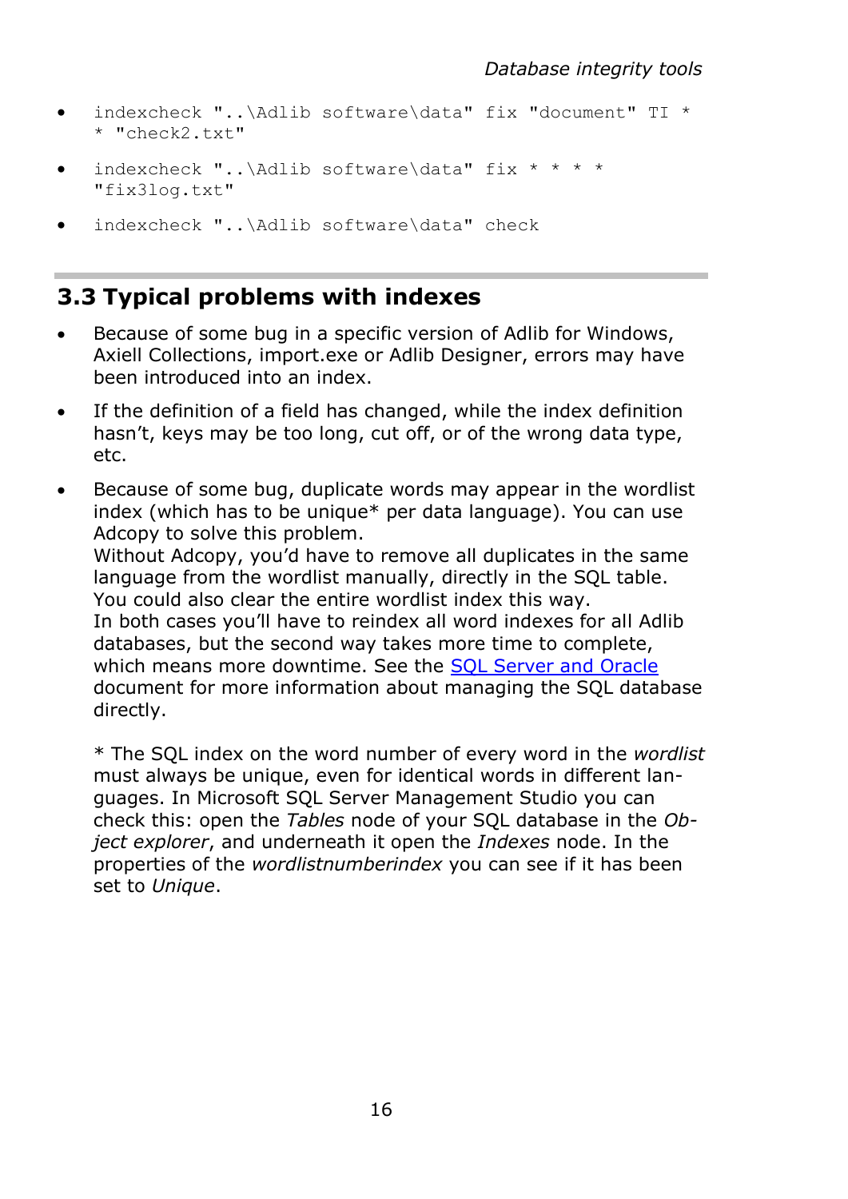- `indexcheck "..\Adlib software\data" fix "document" TI * * "check2.txt"`
- `indexcheck "..\Adlib software\data" fix * * * * "fix3log.txt"`
- `indexcheck "..\Adlib software\data" check`

## 3.3 Typical problems with indexes

- Because of some bug in a specific version of Adlib for Windows, Axiell Collections, import.exe or Adlib Designer, errors may have been introduced into an index.
- If the definition of a field has changed, while the index definition hasn't, keys may be too long, cut off, or of the wrong data type, etc.
- Because of some bug, duplicate words may appear in the wordlist index (which has to be unique* per data language). You can use Adcopy to solve this problem.
  Without Adcopy, you'd have to remove all duplicates in the same language from the wordlist manually, directly in the SQL table. You could also clear the entire wordlist index this way.
  In both cases you'll have to reindex all word indexes for all Adlib databases, but the second way takes more time to complete, which means more downtime. See the [SQL Server and Oracle]() document for more information about managing the SQL database directly.

  \* The SQL index on the word number of every word in the *wordlist* must always be unique, even for identical words in different languages. In Microsoft SQL Server Management Studio you can check this: open the *Tables* node of your SQL database in the *Object explorer*, and underneath it open the *Indexes* node. In the properties of the *wordlistnumberindex* you can see if it has been set to *Unique*.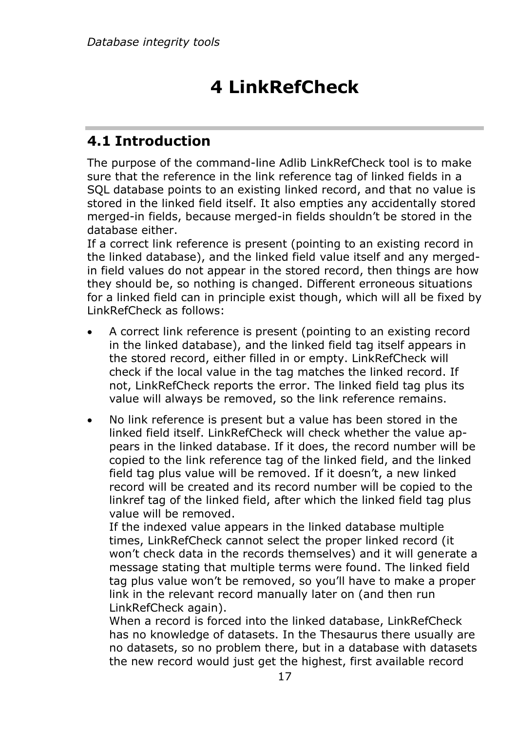# 4 LinkRefCheck

## 4.1 Introduction

The purpose of the command-line Adlib LinkRefCheck tool is to make sure that the reference in the link reference tag of linked fields in a SQL database points to an existing linked record, and that no value is stored in the linked field itself. It also empties any accidentally stored merged-in fields, because merged-in fields shouldn't be stored in the database either.
If a correct link reference is present (pointing to an existing record in the linked database), and the linked field value itself and any merged-in field values do not appear in the stored record, then things are how they should be, so nothing is changed. Different erroneous situations for a linked field can in principle exist though, which will all be fixed by LinkRefCheck as follows:

- A correct link reference is present (pointing to an existing record in the linked database), and the linked field tag itself appears in the stored record, either filled in or empty. LinkRefCheck will check if the local value in the tag matches the linked record. If not, LinkRefCheck reports the error. The linked field tag plus its value will always be removed, so the link reference remains.
- No link reference is present but a value has been stored in the linked field itself. LinkRefCheck will check whether the value appears in the linked database. If it does, the record number will be copied to the link reference tag of the linked field, and the linked field tag plus value will be removed. If it doesn't, a new linked record will be created and its record number will be copied to the linkref tag of the linked field, after which the linked field tag plus value will be removed.
  If the indexed value appears in the linked database multiple times, LinkRefCheck cannot select the proper linked record (it won't check data in the records themselves) and it will generate a message stating that multiple terms were found. The linked field tag plus value won't be removed, so you'll have to make a proper link in the relevant record manually later on (and then run LinkRefCheck again).
  When a record is forced into the linked database, LinkRefCheck has no knowledge of datasets. In the Thesaurus there usually are no datasets, so no problem there, but in a database with datasets the new record would just get the highest, first available record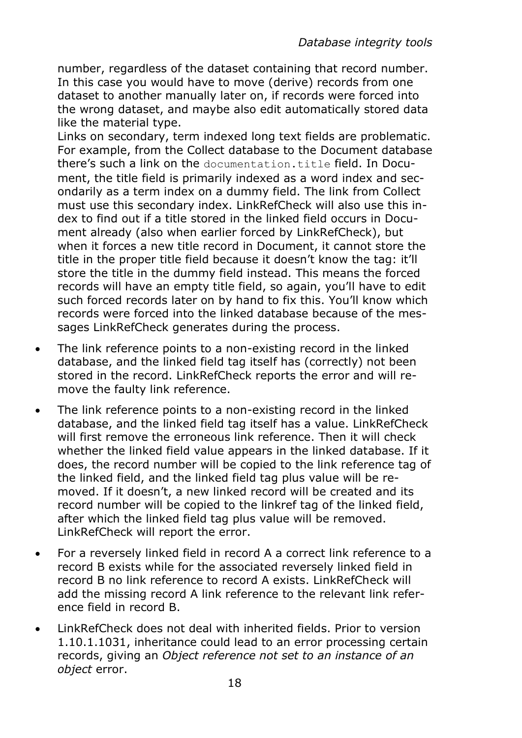number, regardless of the dataset containing that record number. In this case you would have to move (derive) records from one dataset to another manually later on, if records were forced into the wrong dataset, and maybe also edit automatically stored data like the material type.
Links on secondary, term indexed long text fields are problematic. For example, from the Collect database to the Document database there's such a link on the `documentation.title` field. In Document, the title field is primarily indexed as a word index and secondarily as a term index on a dummy field. The link from Collect must use this secondary index. LinkRefCheck will also use this index to find out if a title stored in the linked field occurs in Document already (also when earlier forced by LinkRefCheck), but when it forces a new title record in Document, it cannot store the title in the proper title field because it doesn't know the tag: it'll store the title in the dummy field instead. This means the forced records will have an empty title field, so again, you'll have to edit such forced records later on by hand to fix this. You'll know which records were forced into the linked database because of the messages LinkRefCheck generates during the process.

- The link reference points to a non-existing record in the linked database, and the linked field tag itself has (correctly) not been stored in the record. LinkRefCheck reports the error and will remove the faulty link reference.
- The link reference points to a non-existing record in the linked database, and the linked field tag itself has a value. LinkRefCheck will first remove the erroneous link reference. Then it will check whether the linked field value appears in the linked database. If it does, the record number will be copied to the link reference tag of the linked field, and the linked field tag plus value will be removed. If it doesn't, a new linked record will be created and its record number will be copied to the linkref tag of the linked field, after which the linked field tag plus value will be removed. LinkRefCheck will report the error.
- For a reversely linked field in record A a correct link reference to a record B exists while for the associated reversely linked field in record B no link reference to record A exists. LinkRefCheck will add the missing record A link reference to the relevant link reference field in record B.
- LinkRefCheck does not deal with inherited fields. Prior to version 1.10.1.1031, inheritance could lead to an error processing certain records, giving an *Object reference not set to an instance of an object* error.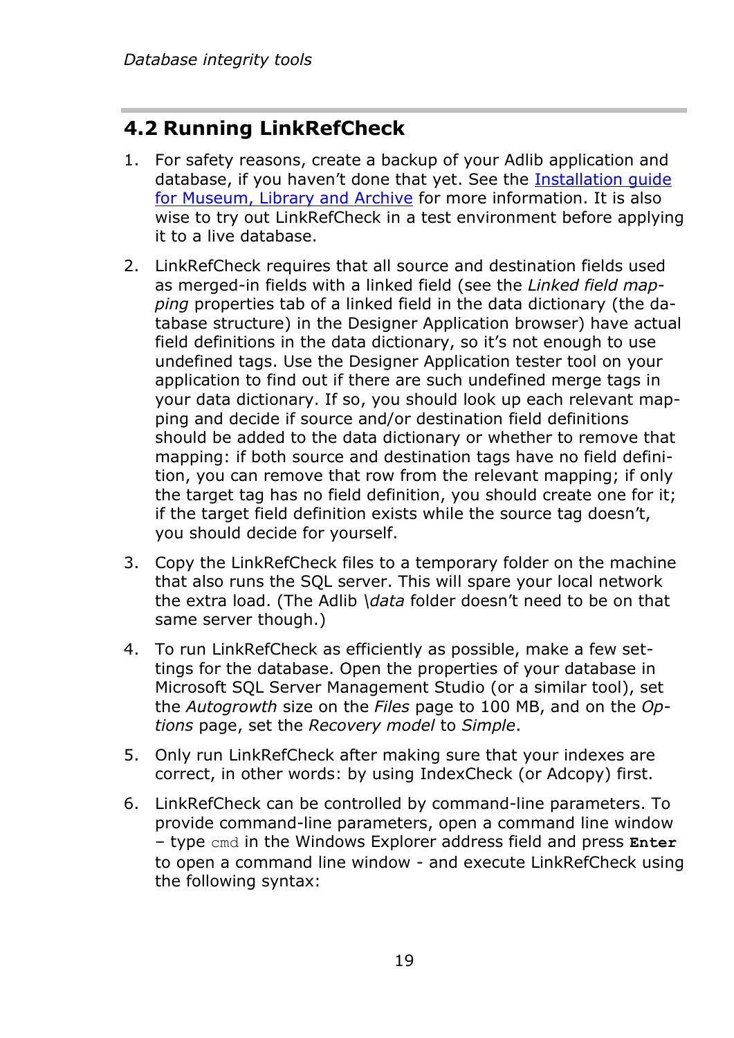## 4.2 Running LinkRefCheck

1. For safety reasons, create a backup of your Adlib application and database, if you haven't done that yet. See the [Installation guide for Museum, Library and Archive]() for more information. It is also wise to try out LinkRefCheck in a test environment before applying it to a live database.

2. LinkRefCheck requires that all source and destination fields used as merged-in fields with a linked field (see the *Linked field mapping* properties tab of a linked field in the data dictionary (the database structure) in the Designer Application browser) have actual field definitions in the data dictionary, so it's not enough to use undefined tags. Use the Designer Application tester tool on your application to find out if there are such undefined merge tags in your data dictionary. If so, you should look up each relevant mapping and decide if source and/or destination field definitions should be added to the data dictionary or whether to remove that mapping: if both source and destination tags have no field definition, you can remove that row from the relevant mapping; if only the target tag has no field definition, you should create one for it; if the target field definition exists while the source tag doesn't, you should decide for yourself.

3. Copy the LinkRefCheck files to a temporary folder on the machine that also runs the SQL server. This will spare your local network the extra load. (The Adlib \\*data* folder doesn't need to be on that same server though.)

4. To run LinkRefCheck as efficiently as possible, make a few settings for the database. Open the properties of your database in Microsoft SQL Server Management Studio (or a similar tool), set the *Autogrowth* size on the *Files* page to 100 MB, and on the *Options* page, set the *Recovery model* to *Simple*.

5. Only run LinkRefCheck after making sure that your indexes are correct, in other words: by using IndexCheck (or Adcopy) first.

6. LinkRefCheck can be controlled by command-line parameters. To provide command-line parameters, open a command line window – type `cmd` in the Windows Explorer address field and press **Enter** to open a command line window - and execute LinkRefCheck using the following syntax: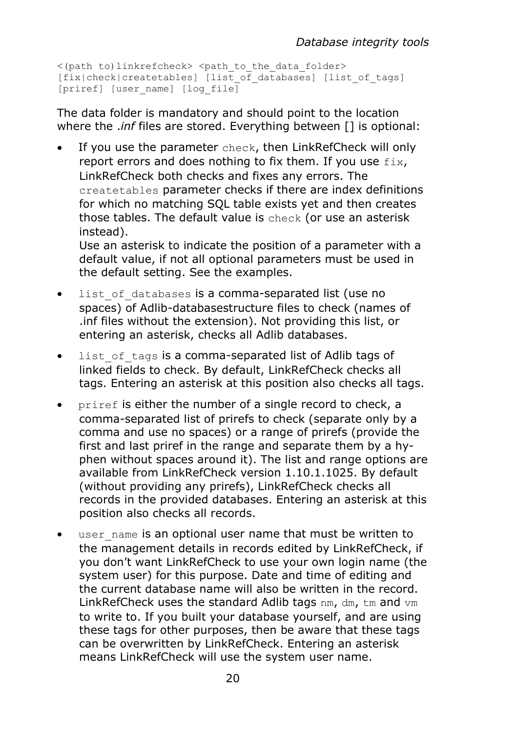```
<(path to)linkrefcheck> <path_to_the_data_folder>
[fix|check|createtables] [list_of_databases] [list_of_tags]
[priref] [user_name] [log_file]
```

The data folder is mandatory and should point to the location where the *.inf* files are stored. Everything between [] is optional:

- If you use the parameter `check`, then LinkRefCheck will only report errors and does nothing to fix them. If you use `fix`, LinkRefCheck both checks and fixes any errors. The `createtables` parameter checks if there are index definitions for which no matching SQL table exists yet and then creates those tables. The default value is `check` (or use an asterisk instead).
  Use an asterisk to indicate the position of a parameter with a default value, if not all optional parameters must be used in the default setting. See the examples.
- `list_of_databases` is a comma-separated list (use no spaces) of Adlib-databasestructure files to check (names of .inf files without the extension). Not providing this list, or entering an asterisk, checks all Adlib databases.
- `list_of_tags` is a comma-separated list of Adlib tags of linked fields to check. By default, LinkRefCheck checks all tags. Entering an asterisk at this position also checks all tags.
- `priref` is either the number of a single record to check, a comma-separated list of prirefs to check (separate only by a comma and use no spaces) or a range of prirefs (provide the first and last priref in the range and separate them by a hyphen without spaces around it). The list and range options are available from LinkRefCheck version 1.10.1.1025. By default (without providing any prirefs), LinkRefCheck checks all records in the provided databases. Entering an asterisk at this position also checks all records.
- `user_name` is an optional user name that must be written to the management details in records edited by LinkRefCheck, if you don't want LinkRefCheck to use your own login name (the system user) for this purpose. Date and time of editing and the current database name will also be written in the record. LinkRefCheck uses the standard Adlib tags `nm`, `dm`, `tm` and `vm` to write to. If you built your database yourself, and are using these tags for other purposes, then be aware that these tags can be overwritten by LinkRefCheck. Entering an asterisk means LinkRefCheck will use the system user name.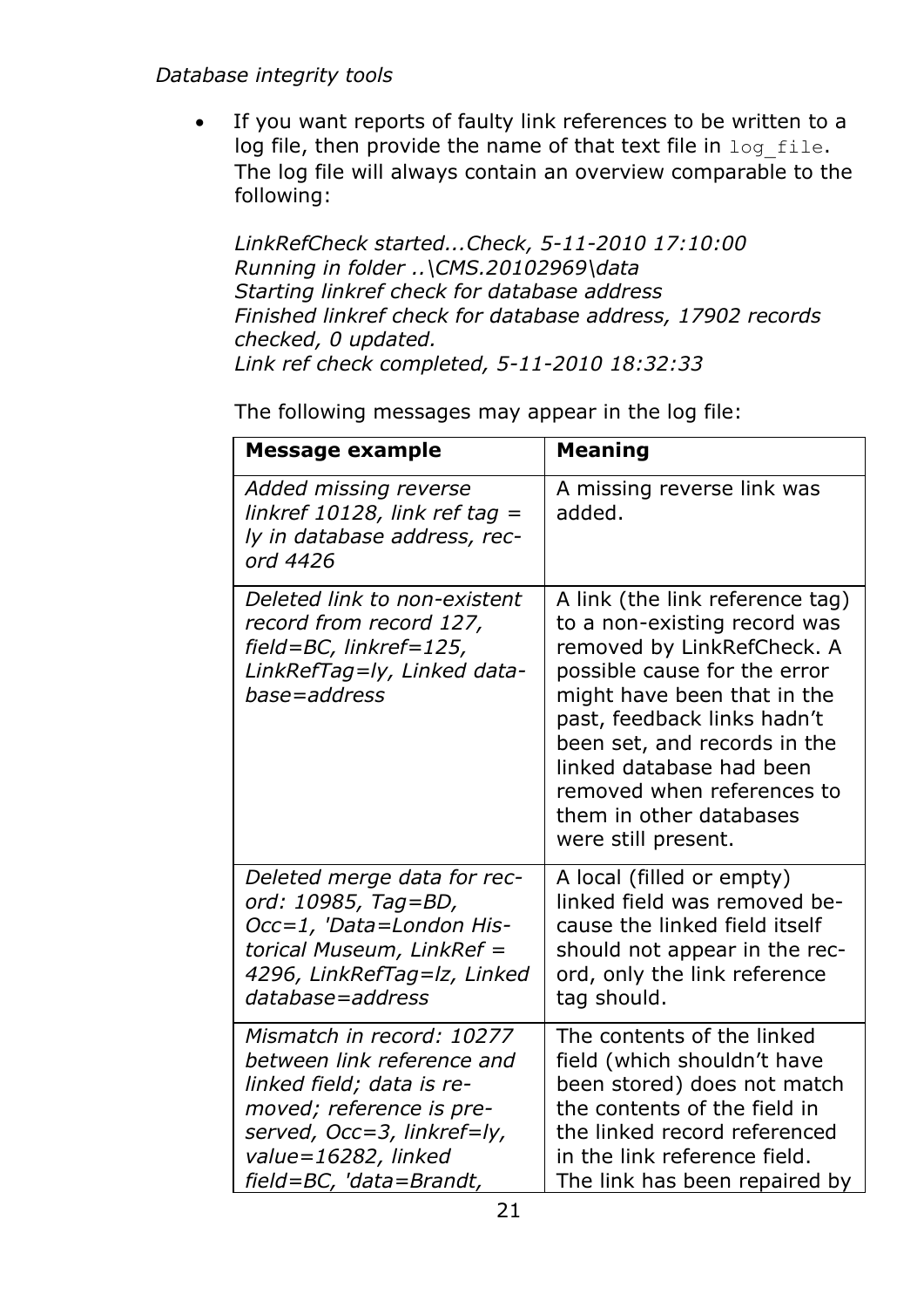*Database integrity tools*

- If you want reports of faulty link references to be written to a log file, then provide the name of that text file in `log_file`. The log file will always contain an overview comparable to the following:

  *LinkRefCheck started...Check, 5-11-2010 17:10:00*
  *Running in folder ..\CMS.20102969\data*
  *Starting linkref check for database address*
  *Finished linkref check for database address, 17902 records checked, 0 updated.*
  *Link ref check completed, 5-11-2010 18:32:33*

  The following messages may appear in the log file:

| Message example | Meaning |
|---|---|
| *Added missing reverse linkref 10128, link ref tag = ly in database address, record 4426* | A missing reverse link was added. |
| *Deleted link to non-existent record from record 127, field=BC, linkref=125, LinkRefTag=ly, Linked database=address* | A link (the link reference tag) to a non-existing record was removed by LinkRefCheck. A possible cause for the error might have been that in the past, feedback links hadn't been set, and records in the linked database had been removed when references to them in other databases were still present. |
| *Deleted merge data for record: 10985, Tag=BD, Occ=1, 'Data=London Historical Museum, LinkRef = 4296, LinkRefTag=lz, Linked database=address* | A local (filled or empty) linked field was removed because the linked field itself should not appear in the record, only the link reference tag should. |
| *Mismatch in record: 10277 between link reference and linked field; data is removed; reference is preserved, Occ=3, linkref=ly, value=16282, linked field=BC, 'data=Brandt,* | The contents of the linked field (which shouldn't have been stored) does not match the contents of the field in the linked record referenced in the link reference field. The link has been repaired by |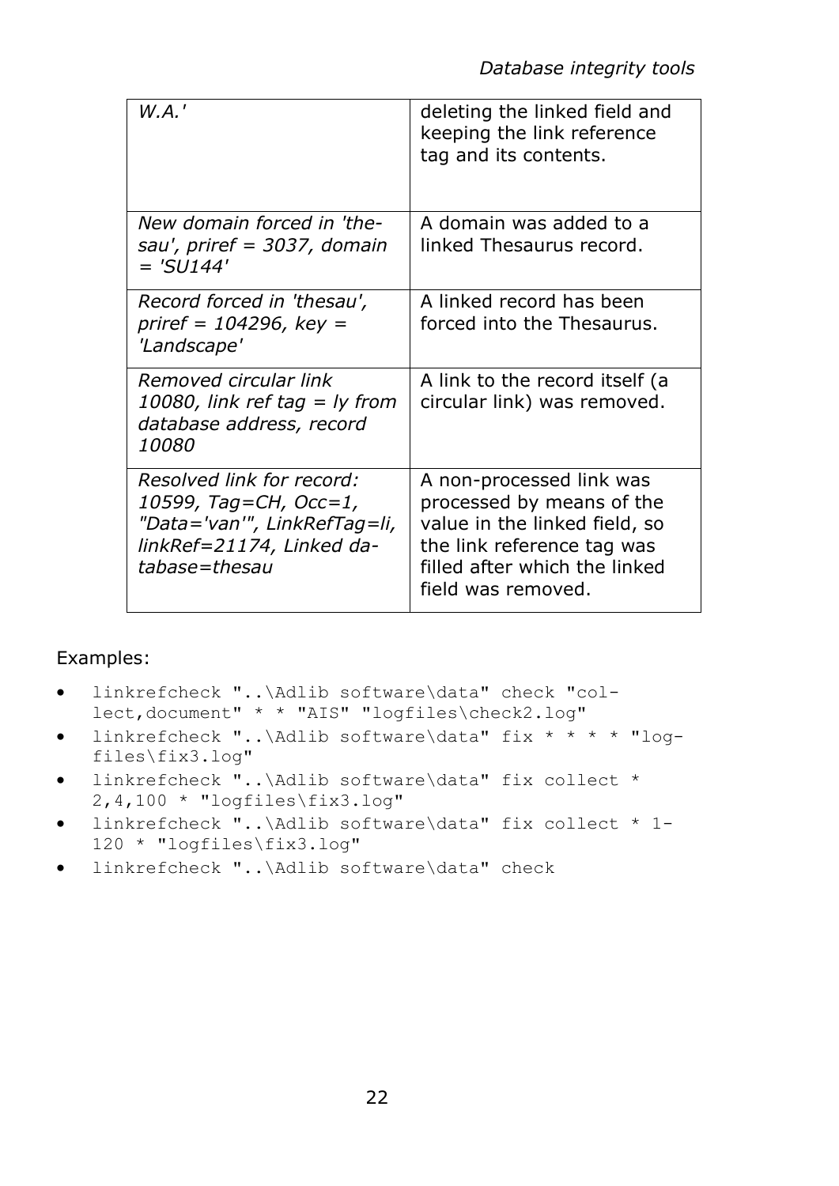| | |
|---|---|
| *W.A.'* | deleting the linked field and keeping the link reference tag and its contents. |
| *New domain forced in 'thesau', priref = 3037, domain = 'SU144'* | A domain was added to a linked Thesaurus record. |
| *Record forced in 'thesau', priref = 104296, key = 'Landscape'* | A linked record has been forced into the Thesaurus. |
| *Removed circular link 10080, link ref tag = ly from database address, record 10080* | A link to the record itself (a circular link) was removed. |
| *Resolved link for record: 10599, Tag=CH, Occ=1, "Data='van'", LinkRefTag=li, linkRef=21174, Linked database=thesau* | A non-processed link was processed by means of the value in the linked field, so the link reference tag was filled after which the linked field was removed. |

Examples:

- `linkrefcheck "..\Adlib software\data" check "collect,document" * * "AIS" "logfiles\check2.log"`
- `linkrefcheck "..\Adlib software\data" fix * * * * "logfiles\fix3.log"`
- `linkrefcheck "..\Adlib software\data" fix collect * 2,4,100 * "logfiles\fix3.log"`
- `linkrefcheck "..\Adlib software\data" fix collect * 1-120 * "logfiles\fix3.log"`
- `linkrefcheck "..\Adlib software\data" check`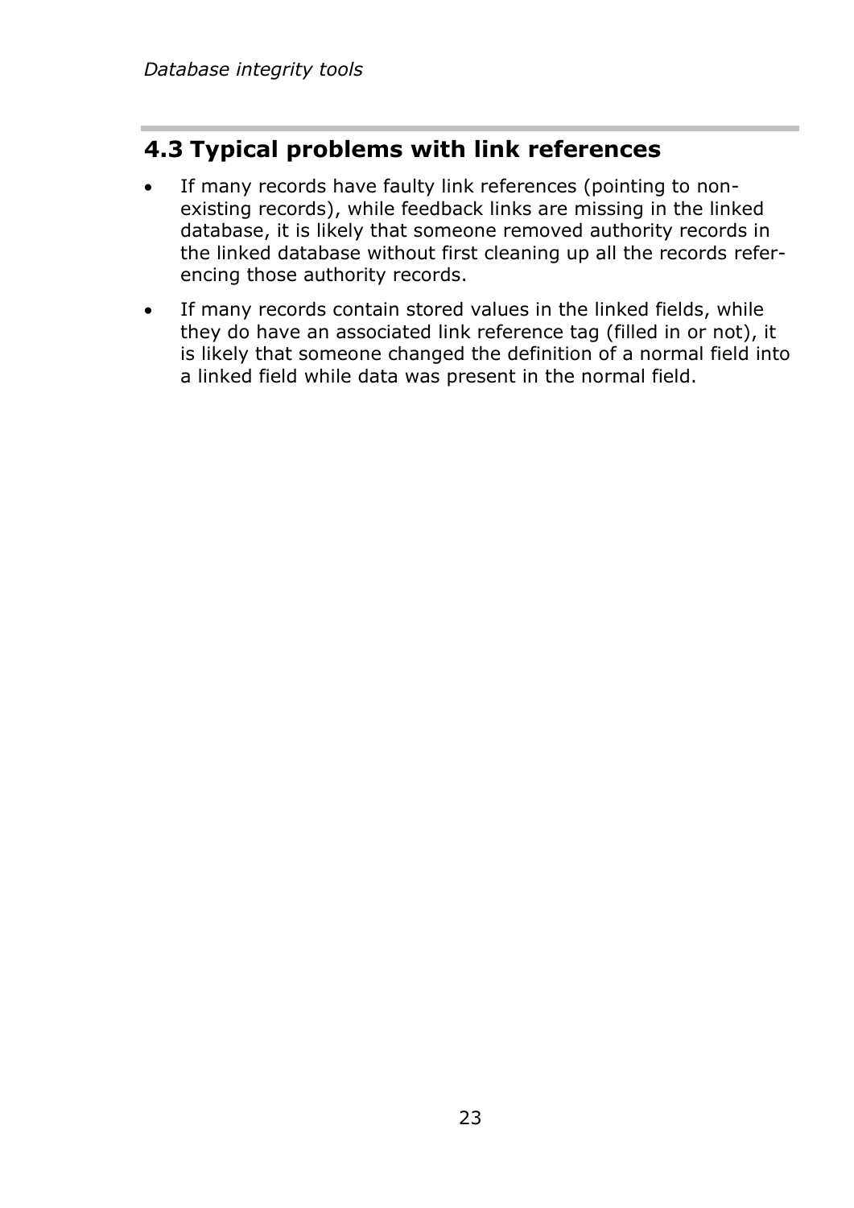## 4.3 Typical problems with link references

- If many records have faulty link references (pointing to non-existing records), while feedback links are missing in the linked database, it is likely that someone removed authority records in the linked database without first cleaning up all the records referencing those authority records.
- If many records contain stored values in the linked fields, while they do have an associated link reference tag (filled in or not), it is likely that someone changed the definition of a normal field into a linked field while data was present in the normal field.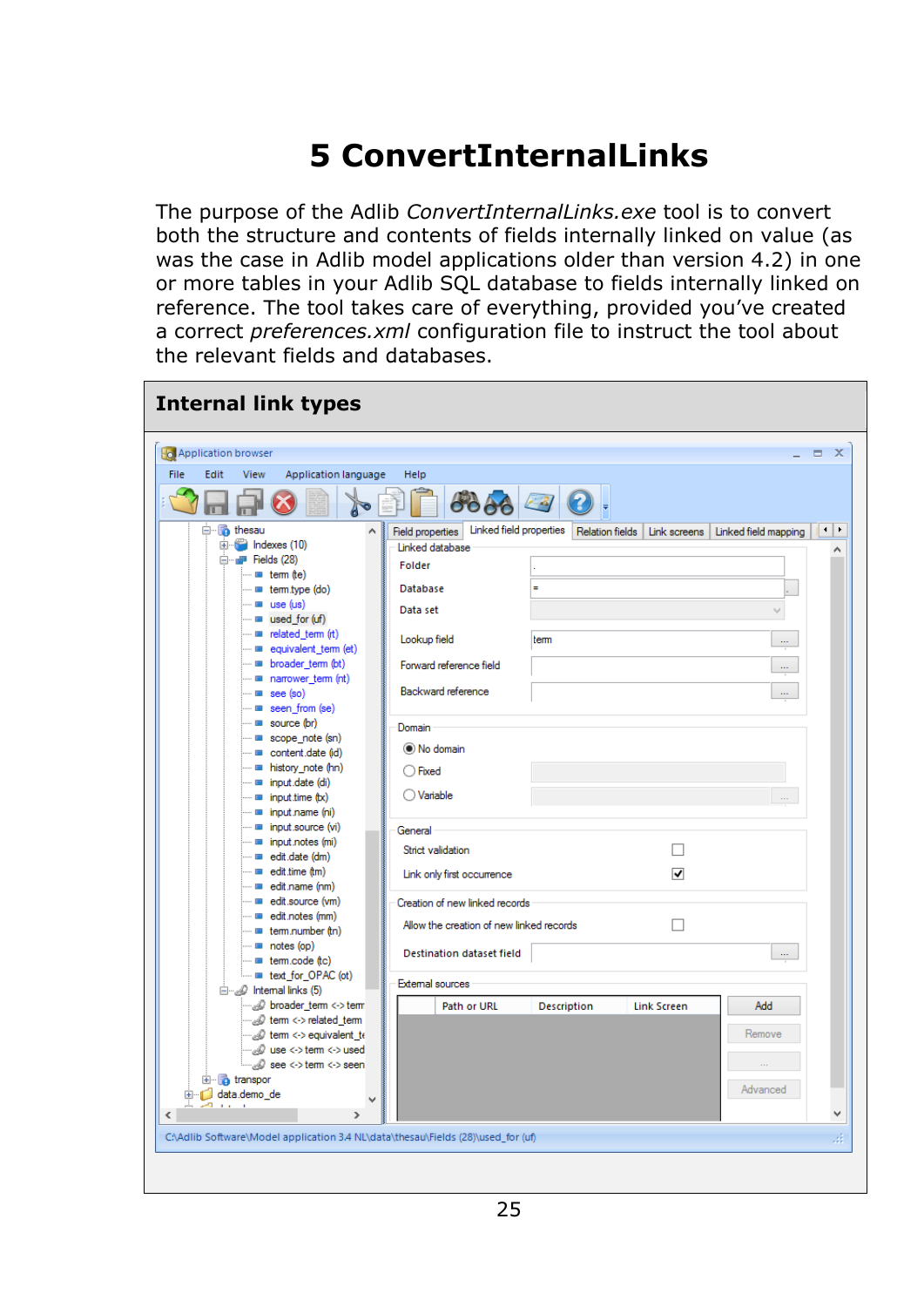# 5 ConvertInternalLinks

The purpose of the Adlib *ConvertInternalLinks.exe* tool is to convert both the structure and contents of fields internally linked on value (as was the case in Adlib model applications older than version 4.2) in one or more tables in your Adlib SQL database to fields internally linked on reference. The tool takes care of everything, provided you've created a correct *preferences.xml* configuration file to instruct the tool about the relevant fields and databases.

## Internal link types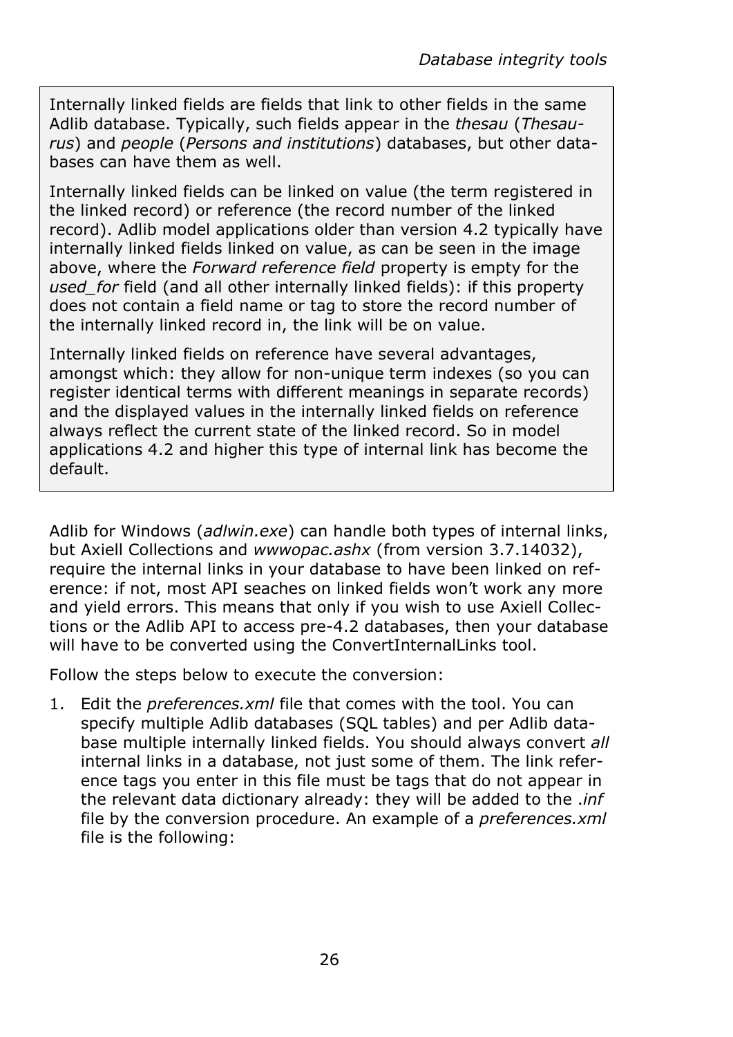Internally linked fields are fields that link to other fields in the same Adlib database. Typically, such fields appear in the *thesau* (*Thesaurus*) and *people* (*Persons and institutions*) databases, but other databases can have them as well.

Internally linked fields can be linked on value (the term registered in the linked record) or reference (the record number of the linked record). Adlib model applications older than version 4.2 typically have internally linked fields linked on value, as can be seen in the image above, where the *Forward reference field* property is empty for the *used_for* field (and all other internally linked fields): if this property does not contain a field name or tag to store the record number of the internally linked record in, the link will be on value.

Internally linked fields on reference have several advantages, amongst which: they allow for non-unique term indexes (so you can register identical terms with different meanings in separate records) and the displayed values in the internally linked fields on reference always reflect the current state of the linked record. So in model applications 4.2 and higher this type of internal link has become the default.

Adlib for Windows (*adlwin.exe*) can handle both types of internal links, but Axiell Collections and *wwwopac.ashx* (from version 3.7.14032), require the internal links in your database to have been linked on reference: if not, most API seaches on linked fields won't work any more and yield errors. This means that only if you wish to use Axiell Collections or the Adlib API to access pre-4.2 databases, then your database will have to be converted using the ConvertInternalLinks tool.

Follow the steps below to execute the conversion:

1. Edit the *preferences.xml* file that comes with the tool. You can specify multiple Adlib databases (SQL tables) and per Adlib database multiple internally linked fields. You should always convert *all* internal links in a database, not just some of them. The link reference tags you enter in this file must be tags that do not appear in the relevant data dictionary already: they will be added to the *.inf* file by the conversion procedure. An example of a *preferences.xml* file is the following: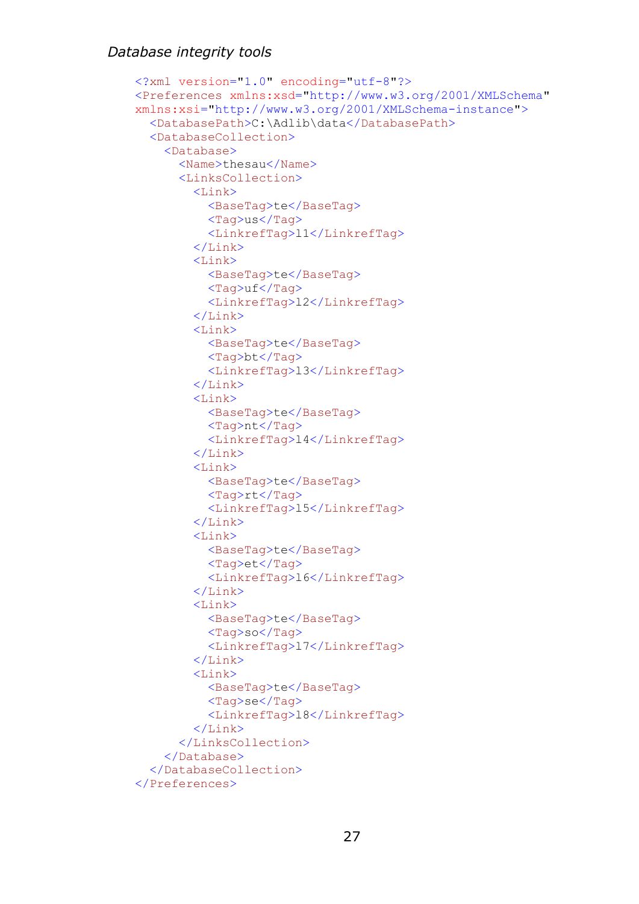```xml
<?xml version="1.0" encoding="utf-8"?>
<Preferences xmlns:xsd="http://www.w3.org/2001/XMLSchema"
xmlns:xsi="http://www.w3.org/2001/XMLSchema-instance">
  <DatabasePath>C:\Adlib\data</DatabasePath>
  <DatabaseCollection>
    <Database>
      <Name>thesau</Name>
      <LinksCollection>
        <Link>
          <BaseTag>te</BaseTag>
          <Tag>us</Tag>
          <LinkrefTag>l1</LinkrefTag>
        </Link>
        <Link>
          <BaseTag>te</BaseTag>
          <Tag>uf</Tag>
          <LinkrefTag>l2</LinkrefTag>
        </Link>
        <Link>
          <BaseTag>te</BaseTag>
          <Tag>bt</Tag>
          <LinkrefTag>l3</LinkrefTag>
        </Link>
        <Link>
          <BaseTag>te</BaseTag>
          <Tag>nt</Tag>
          <LinkrefTag>l4</LinkrefTag>
        </Link>
        <Link>
          <BaseTag>te</BaseTag>
          <Tag>rt</Tag>
          <LinkrefTag>l5</LinkrefTag>
        </Link>
        <Link>
          <BaseTag>te</BaseTag>
          <Tag>et</Tag>
          <LinkrefTag>l6</LinkrefTag>
        </Link>
        <Link>
          <BaseTag>te</BaseTag>
          <Tag>so</Tag>
          <LinkrefTag>l7</LinkrefTag>
        </Link>
        <Link>
          <BaseTag>te</BaseTag>
          <Tag>se</Tag>
          <LinkrefTag>l8</LinkrefTag>
        </Link>
      </LinksCollection>
    </Database>
  </DatabaseCollection>
</Preferences>
```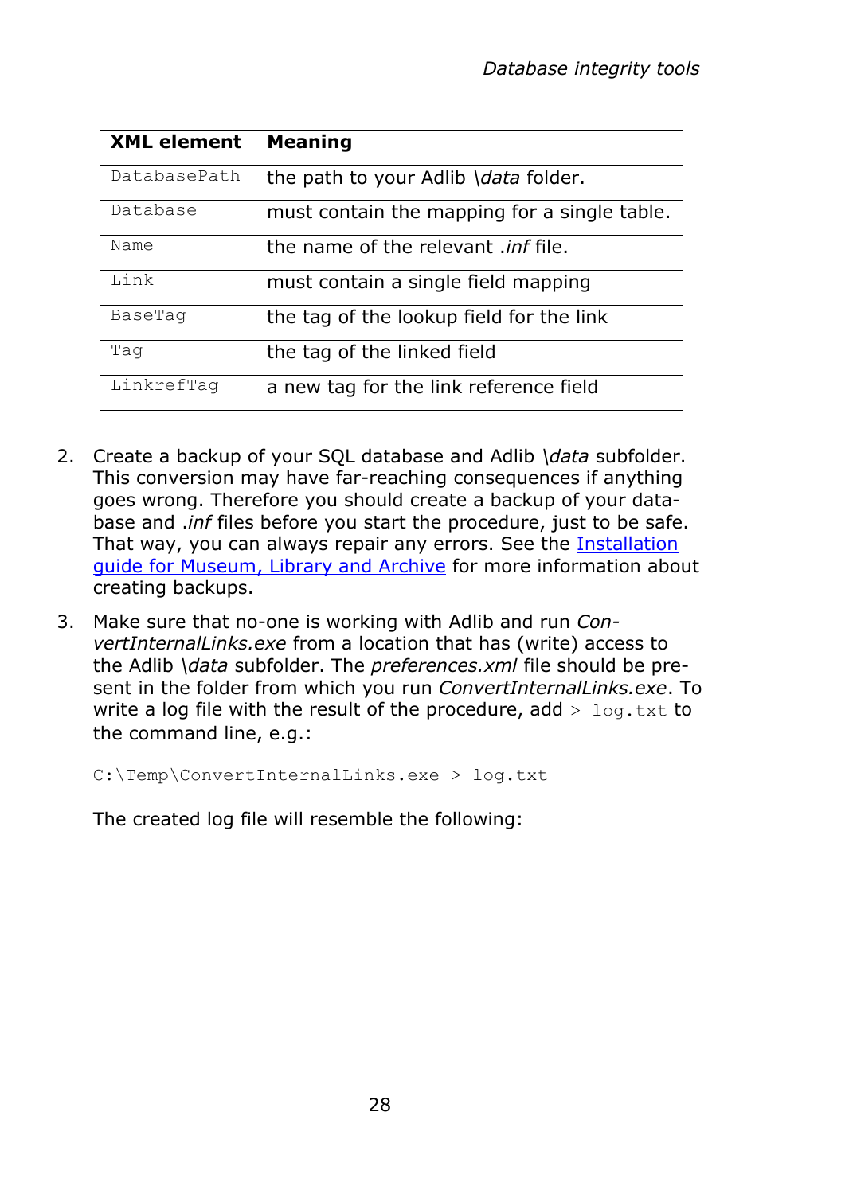| XML element | Meaning |
| --- | --- |
| `DatabasePath` | the path to your Adlib \*data* folder. |
| `Database` | must contain the mapping for a single table. |
| `Name` | the name of the relevant *.inf* file. |
| `Link` | must contain a single field mapping |
| `BaseTag` | the tag of the lookup field for the link |
| `Tag` | the tag of the linked field |
| `LinkrefTag` | a new tag for the link reference field |

2. Create a backup of your SQL database and Adlib \*data* subfolder. This conversion may have far-reaching consequences if anything goes wrong. Therefore you should create a backup of your database and *.inf* files before you start the procedure, just to be safe. That way, you can always repair any errors. See the Installation guide for Museum, Library and Archive for more information about creating backups.

3. Make sure that no-one is working with Adlib and run *ConvertInternalLinks.exe* from a location that has (write) access to the Adlib \*data* subfolder. The *preferences.xml* file should be present in the folder from which you run *ConvertInternalLinks.exe*. To write a log file with the result of the procedure, add `> log.txt` to the command line, e.g.:

   ```
   C:\Temp\ConvertInternalLinks.exe > log.txt
   ```

   The created log file will resemble the following: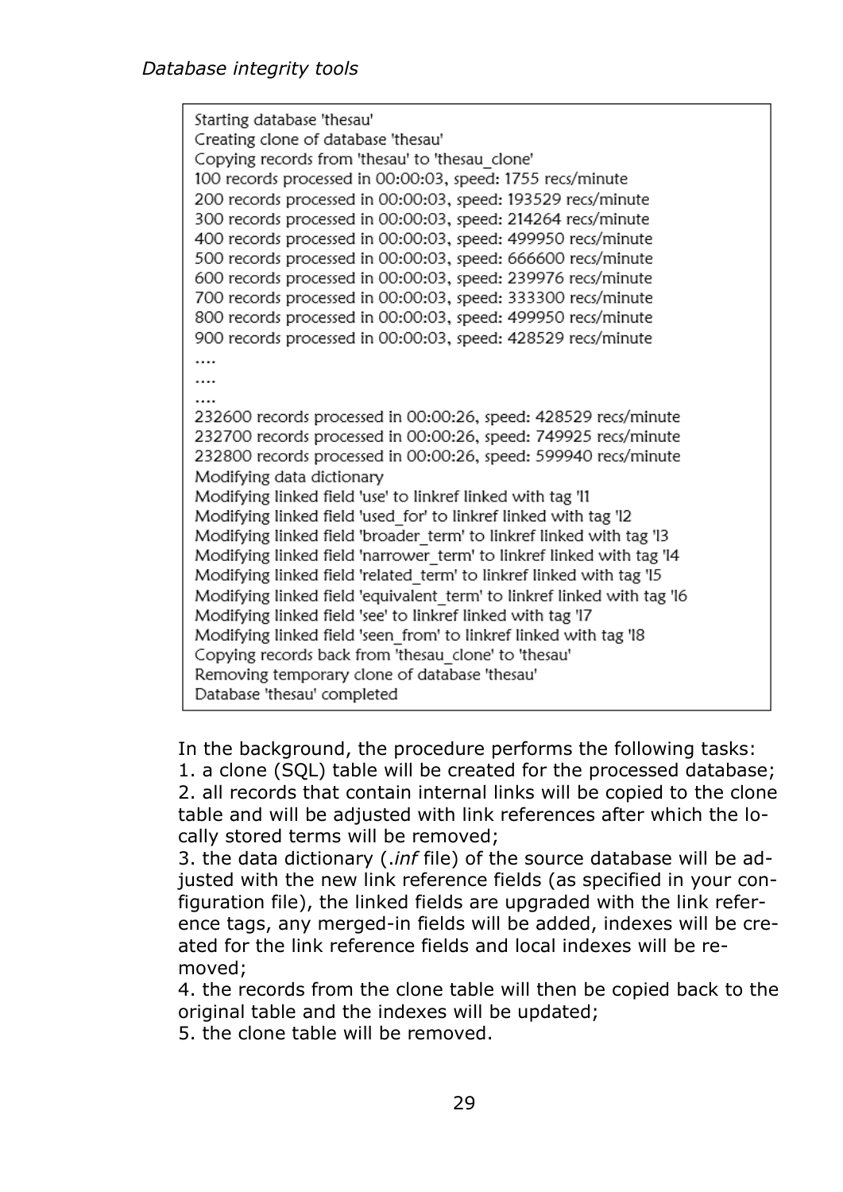```
Starting database 'thesau'
Creating clone of database 'thesau'
Copying records from 'thesau' to 'thesau_clone'
100 records processed in 00:00:03, speed: 1755 recs/minute
200 records processed in 00:00:03, speed: 193529 recs/minute
300 records processed in 00:00:03, speed: 214264 recs/minute
400 records processed in 00:00:03, speed: 499950 recs/minute
500 records processed in 00:00:03, speed: 666600 recs/minute
600 records processed in 00:00:03, speed: 239976 recs/minute
700 records processed in 00:00:03, speed: 333300 recs/minute
800 records processed in 00:00:03, speed: 499950 recs/minute
900 records processed in 00:00:03, speed: 428529 recs/minute
....
....
....
232600 records processed in 00:00:26, speed: 428529 recs/minute
232700 records processed in 00:00:26, speed: 749925 recs/minute
232800 records processed in 00:00:26, speed: 599940 recs/minute
Modifying data dictionary
Modifying linked field 'use' to linkref linked with tag 'l1
Modifying linked field 'used_for' to linkref linked with tag 'l2
Modifying linked field 'broader_term' to linkref linked with tag 'l3
Modifying linked field 'narrower_term' to linkref linked with tag 'l4
Modifying linked field 'related_term' to linkref linked with tag 'l5
Modifying linked field 'equivalent_term' to linkref linked with tag 'l6
Modifying linked field 'see' to linkref linked with tag 'l7
Modifying linked field 'seen_from' to linkref linked with tag 'l8
Copying records back from 'thesau_clone' to 'thesau'
Removing temporary clone of database 'thesau'
Database 'thesau' completed
```

In the background, the procedure performs the following tasks:

1. a clone (SQL) table will be created for the processed database;
2. all records that contain internal links will be copied to the clone table and will be adjusted with link references after which the locally stored terms will be removed;
3. the data dictionary (*.inf* file) of the source database will be adjusted with the new link reference fields (as specified in your configuration file), the linked fields are upgraded with the link reference tags, any merged-in fields will be added, indexes will be created for the link reference fields and local indexes will be removed;
4. the records from the clone table will then be copied back to the original table and the indexes will be updated;
5. the clone table will be removed.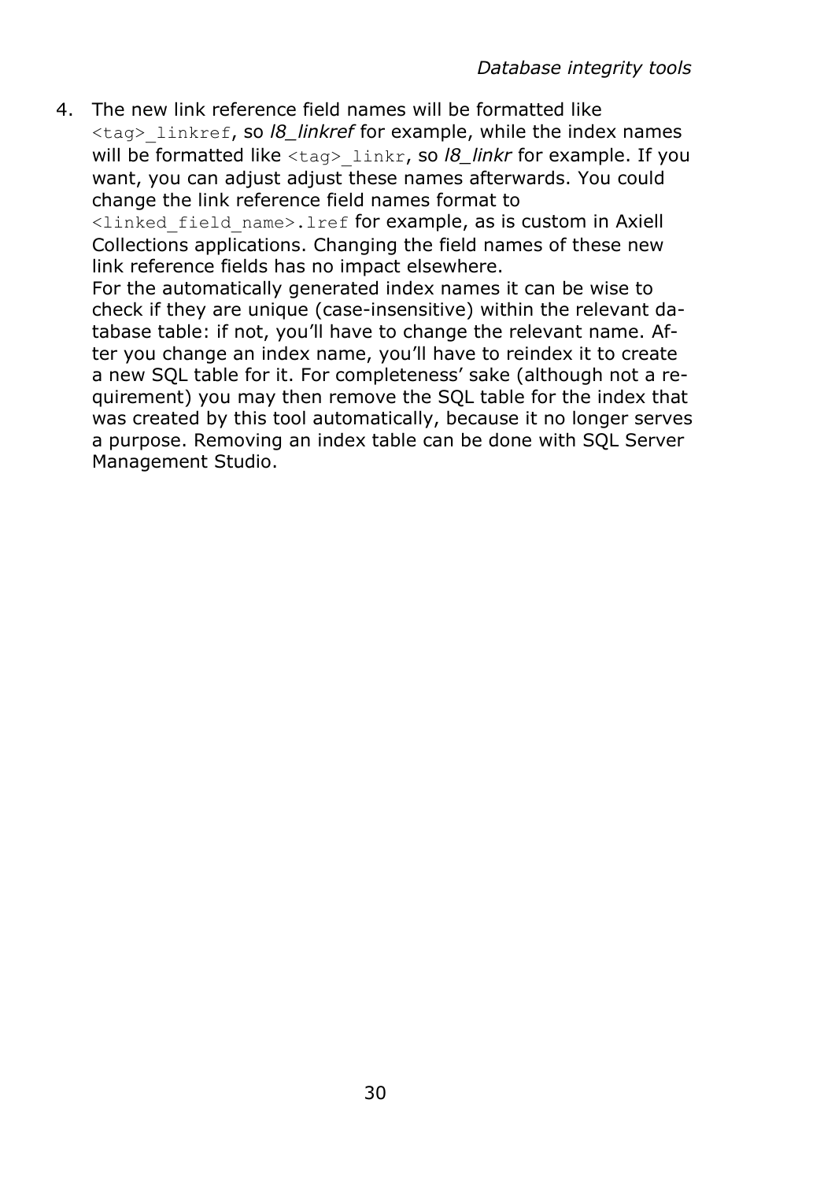4. The new link reference field names will be formatted like `<tag>_linkref`, so *l8_linkref* for example, while the index names will be formatted like `<tag>_linkr`, so *l8_linkr* for example. If you want, you can adjust adjust these names afterwards. You could change the link reference field names format to `<linked_field_name>.lref` for example, as is custom in Axiell Collections applications. Changing the field names of these new link reference fields has no impact elsewhere.
   For the automatically generated index names it can be wise to check if they are unique (case-insensitive) within the relevant database table: if not, you'll have to change the relevant name. After you change an index name, you'll have to reindex it to create a new SQL table for it. For completeness' sake (although not a requirement) you may then remove the SQL table for the index that was created by this tool automatically, because it no longer serves a purpose. Removing an index table can be done with SQL Server Management Studio.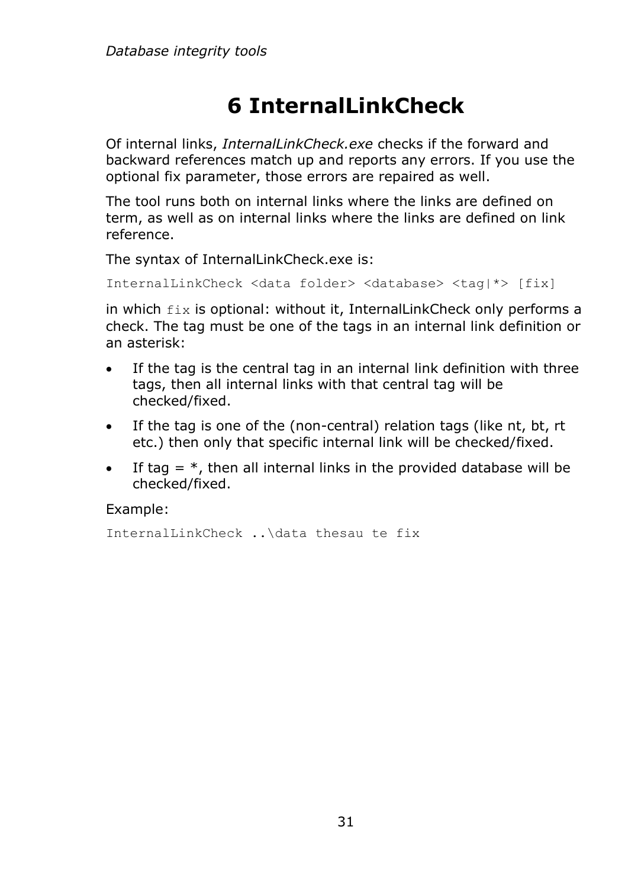# 6 InternalLinkCheck

Of internal links, *InternalLinkCheck.exe* checks if the forward and backward references match up and reports any errors. If you use the optional fix parameter, those errors are repaired as well.

The tool runs both on internal links where the links are defined on term, as well as on internal links where the links are defined on link reference.

The syntax of InternalLinkCheck.exe is:

```
InternalLinkCheck <data folder> <database> <tag|*> [fix]
```

in which `fix` is optional: without it, InternalLinkCheck only performs a check. The tag must be one of the tags in an internal link definition or an asterisk:

- If the tag is the central tag in an internal link definition with three tags, then all internal links with that central tag will be checked/fixed.
- If the tag is one of the (non-central) relation tags (like nt, bt, rt etc.) then only that specific internal link will be checked/fixed.
- If tag = *, then all internal links in the provided database will be checked/fixed.

Example:

```
InternalLinkCheck ..\data thesau te fix
```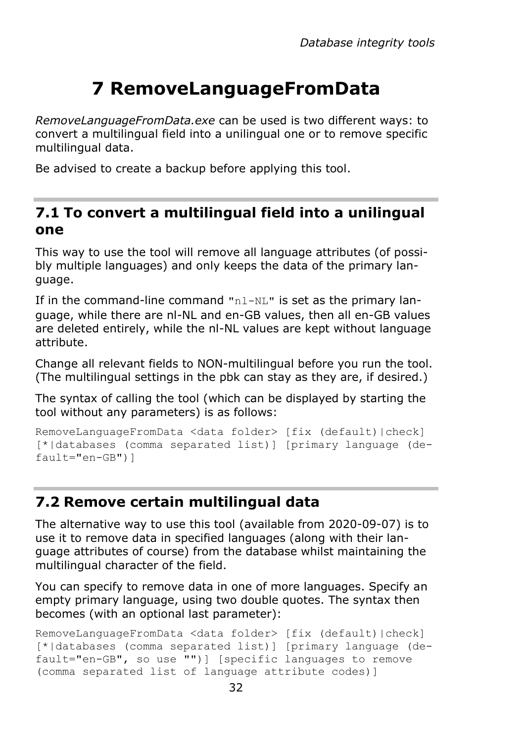# 7 RemoveLanguageFromData

*RemoveLanguageFromData.exe* can be used is two different ways: to convert a multilingual field into a unilingual one or to remove specific multilingual data.

Be advised to create a backup before applying this tool.

## 7.1 To convert a multilingual field into a unilingual one

This way to use the tool will remove all language attributes (of possibly multiple languages) and only keeps the data of the primary language.

If in the command-line command `"nl-NL"` is set as the primary language, while there are nl-NL and en-GB values, then all en-GB values are deleted entirely, while the nl-NL values are kept without language attribute.

Change all relevant fields to NON-multilingual before you run the tool. (The multilingual settings in the pbk can stay as they are, if desired.)

The syntax of calling the tool (which can be displayed by starting the tool without any parameters) is as follows:

```
RemoveLanguageFromData <data folder> [fix (default)|check]
[*|databases (comma separated list)] [primary language (de-
fault="en-GB")]
```

## 7.2 Remove certain multilingual data

The alternative way to use this tool (available from 2020-09-07) is to use it to remove data in specified languages (along with their language attributes of course) from the database whilst maintaining the multilingual character of the field.

You can specify to remove data in one of more languages. Specify an empty primary language, using two double quotes. The syntax then becomes (with an optional last parameter):

```
RemoveLanguageFromData <data folder> [fix (default)|check]
[*|databases (comma separated list)] [primary language (de-
fault="en-GB", so use "")] [specific languages to remove
(comma separated list of language attribute codes)]
```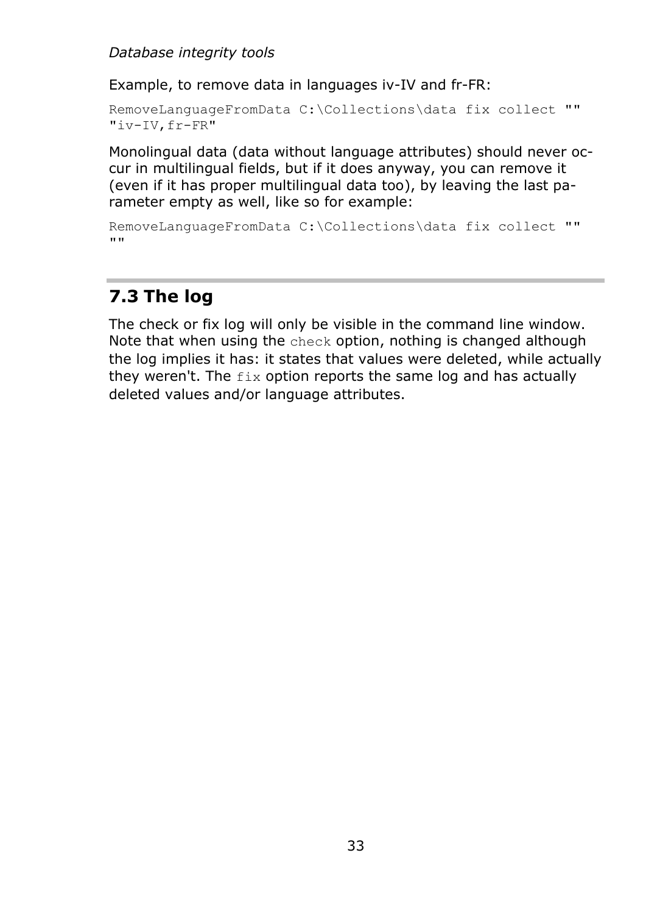Example, to remove data in languages iv-IV and fr-FR:

```
RemoveLanguageFromData C:\Collections\data fix collect ""
"iv-IV,fr-FR"
```

Monolingual data (data without language attributes) should never occur in multilingual fields, but if it does anyway, you can remove it (even if it has proper multilingual data too), by leaving the last parameter empty as well, like so for example:

```
RemoveLanguageFromData C:\Collections\data fix collect ""
""
```

## 7.3 The log

The check or fix log will only be visible in the command line window. Note that when using the `check` option, nothing is changed although the log implies it has: it states that values were deleted, while actually they weren't. The `fix` option reports the same log and has actually deleted values and/or language attributes.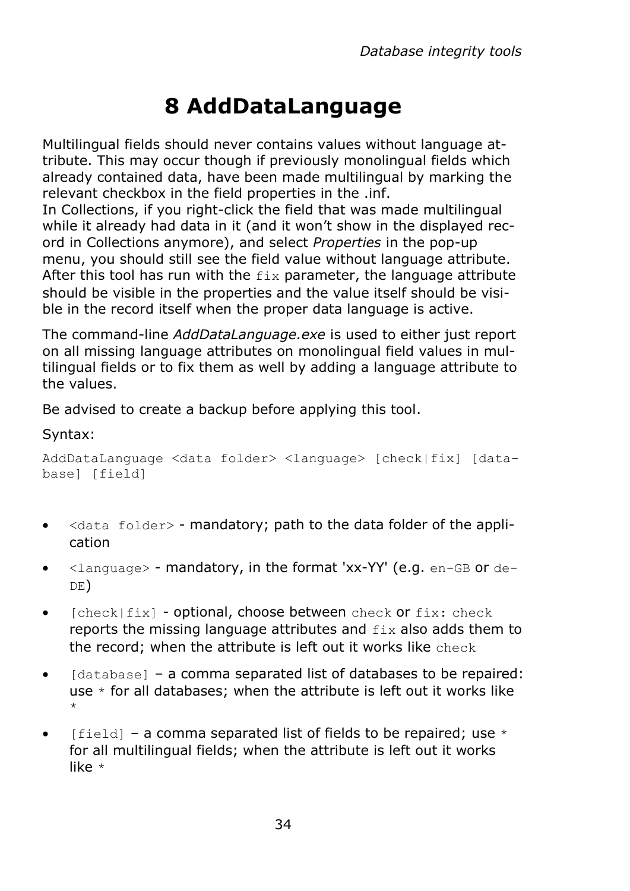# 8 AddDataLanguage

Multilingual fields should never contains values without language attribute. This may occur though if previously monolingual fields which already contained data, have been made multilingual by marking the relevant checkbox in the field properties in the .inf.
In Collections, if you right-click the field that was made multilingual while it already had data in it (and it won't show in the displayed record in Collections anymore), and select *Properties* in the pop-up menu, you should still see the field value without language attribute. After this tool has run with the `fix` parameter, the language attribute should be visible in the properties and the value itself should be visible in the record itself when the proper data language is active.

The command-line *AddDataLanguage.exe* is used to either just report on all missing language attributes on monolingual field values in multilingual fields or to fix them as well by adding a language attribute to the values.

Be advised to create a backup before applying this tool.

Syntax:

```
AddDataLanguage <data folder> <language> [check|fix] [database] [field]
```

- `<data folder>` - mandatory; path to the data folder of the application
- `<language>` - mandatory, in the format 'xx-YY' (e.g. `en-GB` or `de-DE`)
- `[check|fix]` - optional, choose between `check` or `fix`: `check` reports the missing language attributes and `fix` also adds them to the record; when the attribute is left out it works like `check`
- `[database]` – a comma separated list of databases to be repaired: use `*` for all databases; when the attribute is left out it works like `*`
- `[field]` – a comma separated list of fields to be repaired; use `*` for all multilingual fields; when the attribute is left out it works like `*`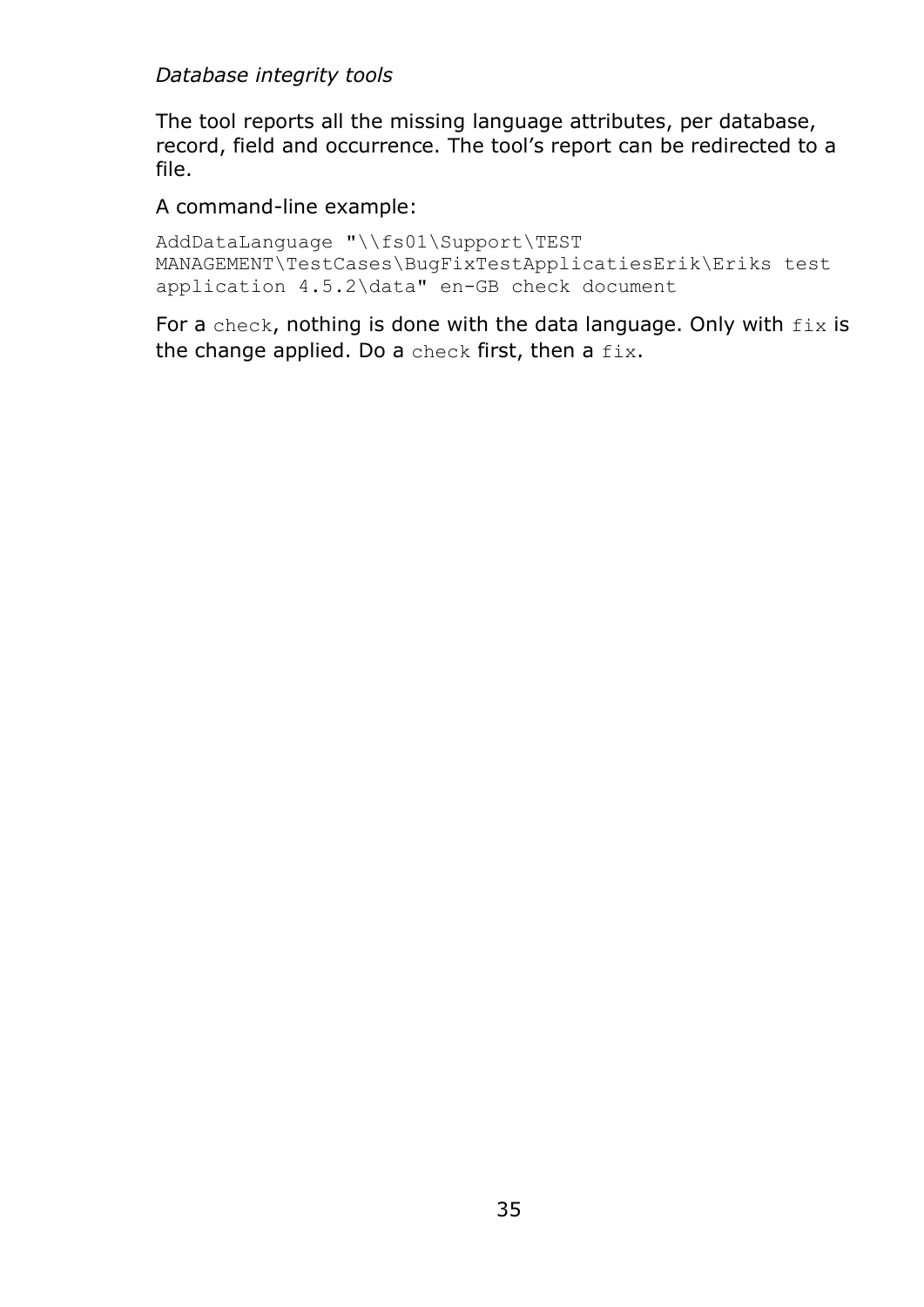*Database integrity tools*

The tool reports all the missing language attributes, per database, record, field and occurrence. The tool's report can be redirected to a file.

A command-line example:

```
AddDataLanguage "\\fs01\Support\TEST
MANAGEMENT\TestCases\BugFixTestApplicatiesErik\Eriks test
application 4.5.2\data" en-GB check document
```

For a `check`, nothing is done with the data language. Only with `fix` is the change applied. Do a `check` first, then a `fix`.